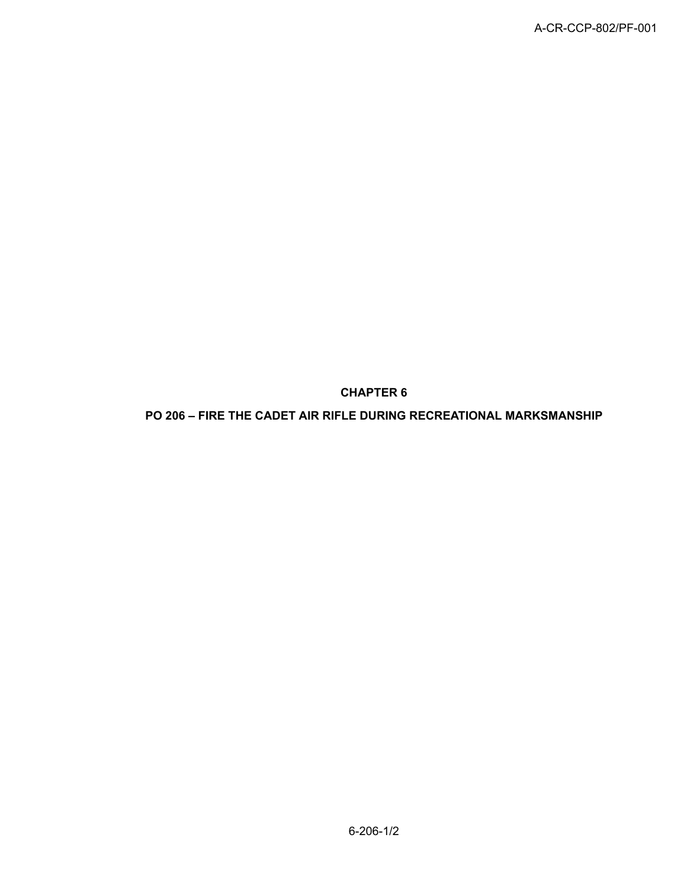# CHAPTER 6

## PO 206 – FIRE THE CADET AIR RIFLE DURING RECREATIONAL MARKSMANSHIP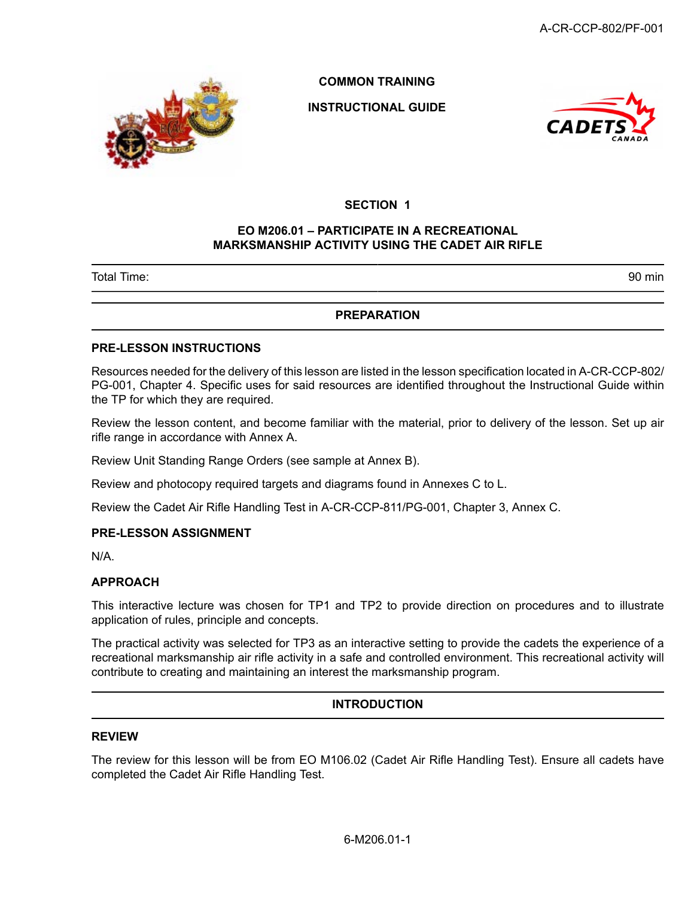**COMMON TRAINING**

**INSTRUCTIONAL GUIDE**

**SECTION 1**

# EO M206.01 – PARTICIPATE IN A RECREATIONAL MARKSMANSHIP ACTIVITY USING THE CADET AIR RIFLE

| Total Time: | 90 min |
|---|---|

## PREPARATION

### PRE-LESSON INSTRUCTIONS

Resources needed for the delivery of this lesson are listed in the lesson specification located in A-CR-CCP-802/PG-001, Chapter 4. Specific uses for said resources are identified throughout the Instructional Guide within the TP for which they are required.

Review the lesson content, and become familiar with the material, prior to delivery of the lesson. Set up air rifle range in accordance with Annex A.

Review Unit Standing Range Orders (see sample at Annex B).

Review and photocopy required targets and diagrams found in Annexes C to L.

Review the Cadet Air Rifle Handling Test in A-CR-CCP-811/PG-001, Chapter 3, Annex C.

### PRE-LESSON ASSIGNMENT

N/A.

### APPROACH

This interactive lecture was chosen for TP1 and TP2 to provide direction on procedures and to illustrate application of rules, principle and concepts.

The practical activity was selected for TP3 as an interactive setting to provide the cadets the experience of a recreational marksmanship air rifle activity in a safe and controlled environment. This recreational activity will contribute to creating and maintaining an interest the marksmanship program.

## INTRODUCTION

### REVIEW

The review for this lesson will be from EO M106.02 (Cadet Air Rifle Handling Test). Ensure all cadets have completed the Cadet Air Rifle Handling Test.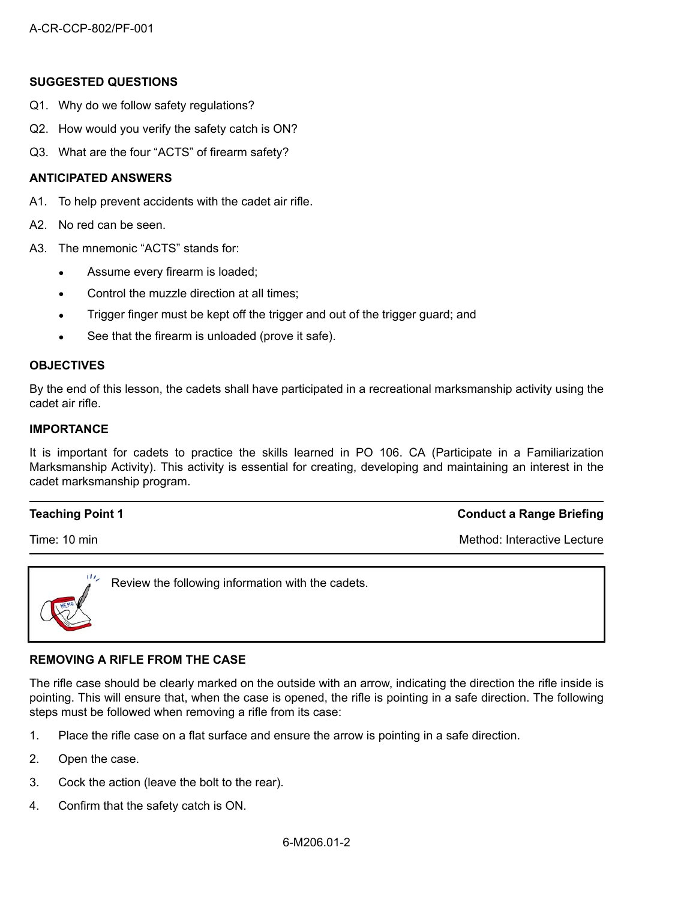**SUGGESTED QUESTIONS**

Q1. Why do we follow safety regulations?

Q2. How would you verify the safety catch is ON?

Q3. What are the four "ACTS" of firearm safety?

**ANTICIPATED ANSWERS**

A1. To help prevent accidents with the cadet air rifle.

A2. No red can be seen.

A3. The mnemonic "ACTS" stands for:

- Assume every firearm is loaded;
- Control the muzzle direction at all times;
- Trigger finger must be kept off the trigger and out of the trigger guard; and
- See that the firearm is unloaded (prove it safe).

**OBJECTIVES**

By the end of this lesson, the cadets shall have participated in a recreational marksmanship activity using the cadet air rifle.

**IMPORTANCE**

It is important for cadets to practice the skills learned in PO 106. CA (Participate in a Familiarization Marksmanship Activity). This activity is essential for creating, developing and maintaining an interest in the cadet marksmanship program.

| **Teaching Point 1** | **Conduct a Range Briefing** |
|---|---|
| Time: 10 min | Method: Interactive Lecture |

Review the following information with the cadets.

**REMOVING A RIFLE FROM THE CASE**

The rifle case should be clearly marked on the outside with an arrow, indicating the direction the rifle inside is pointing. This will ensure that, when the case is opened, the rifle is pointing in a safe direction. The following steps must be followed when removing a rifle from its case:

1. Place the rifle case on a flat surface and ensure the arrow is pointing in a safe direction.
2. Open the case.
3. Cock the action (leave the bolt to the rear).
4. Confirm that the safety catch is ON.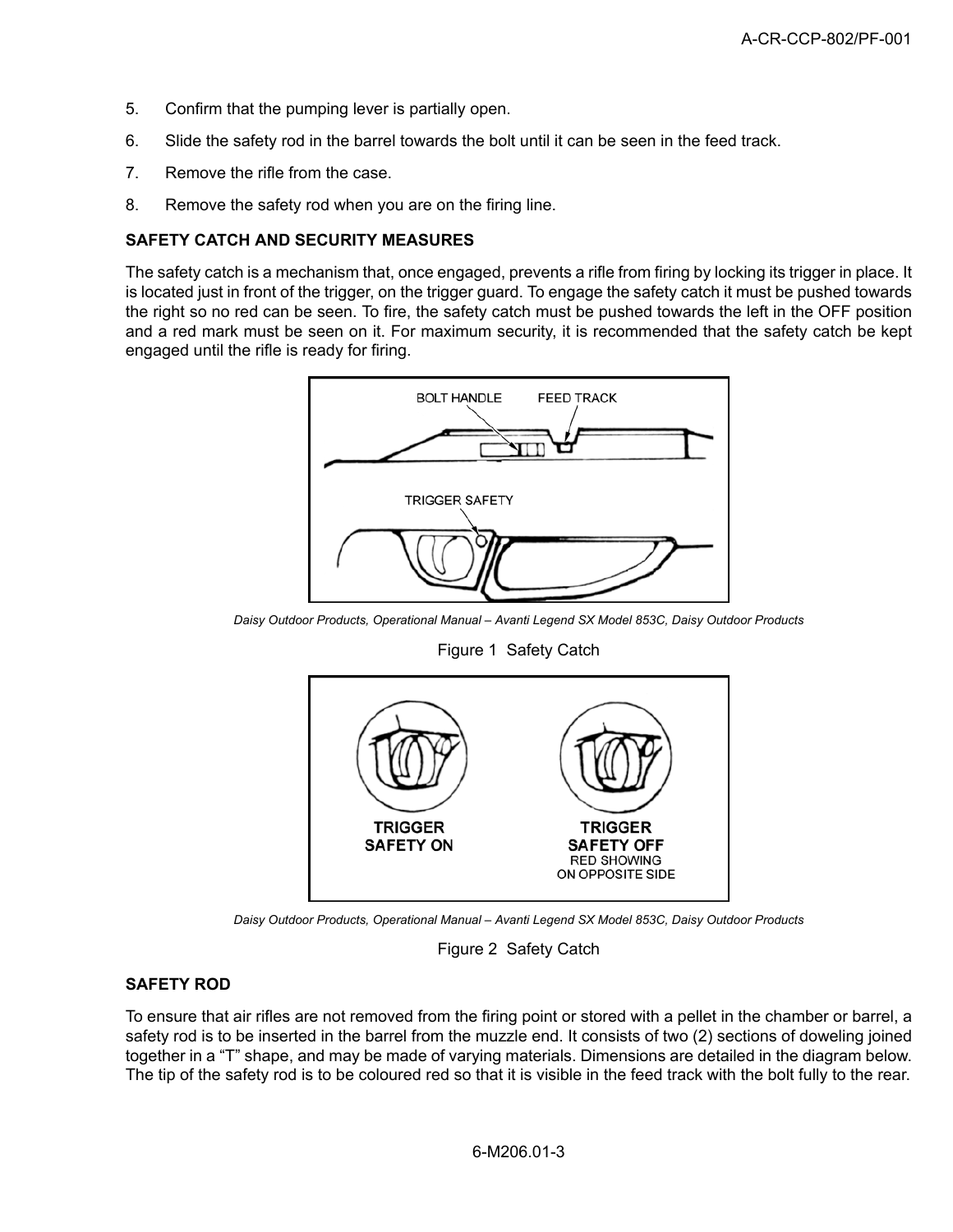5. Confirm that the pumping lever is partially open.
6. Slide the safety rod in the barrel towards the bolt until it can be seen in the feed track.
7. Remove the rifle from the case.
8. Remove the safety rod when you are on the firing line.

**SAFETY CATCH AND SECURITY MEASURES**

The safety catch is a mechanism that, once engaged, prevents a rifle from firing by locking its trigger in place. It is located just in front of the trigger, on the trigger guard. To engage the safety catch it must be pushed towards the right so no red can be seen. To fire, the safety catch must be pushed towards the left in the OFF position and a red mark must be seen on it. For maximum security, it is recommended that the safety catch be kept engaged until the rifle is ready for firing.

*Daisy Outdoor Products, Operational Manual – Avanti Legend SX Model 853C, Daisy Outdoor Products*

Figure 1 Safety Catch

*Daisy Outdoor Products, Operational Manual – Avanti Legend SX Model 853C, Daisy Outdoor Products*

Figure 2 Safety Catch

**SAFETY ROD**

To ensure that air rifles are not removed from the firing point or stored with a pellet in the chamber or barrel, a safety rod is to be inserted in the barrel from the muzzle end. It consists of two (2) sections of doweling joined together in a "T" shape, and may be made of varying materials. Dimensions are detailed in the diagram below. The tip of the safety rod is to be coloured red so that it is visible in the feed track with the bolt fully to the rear.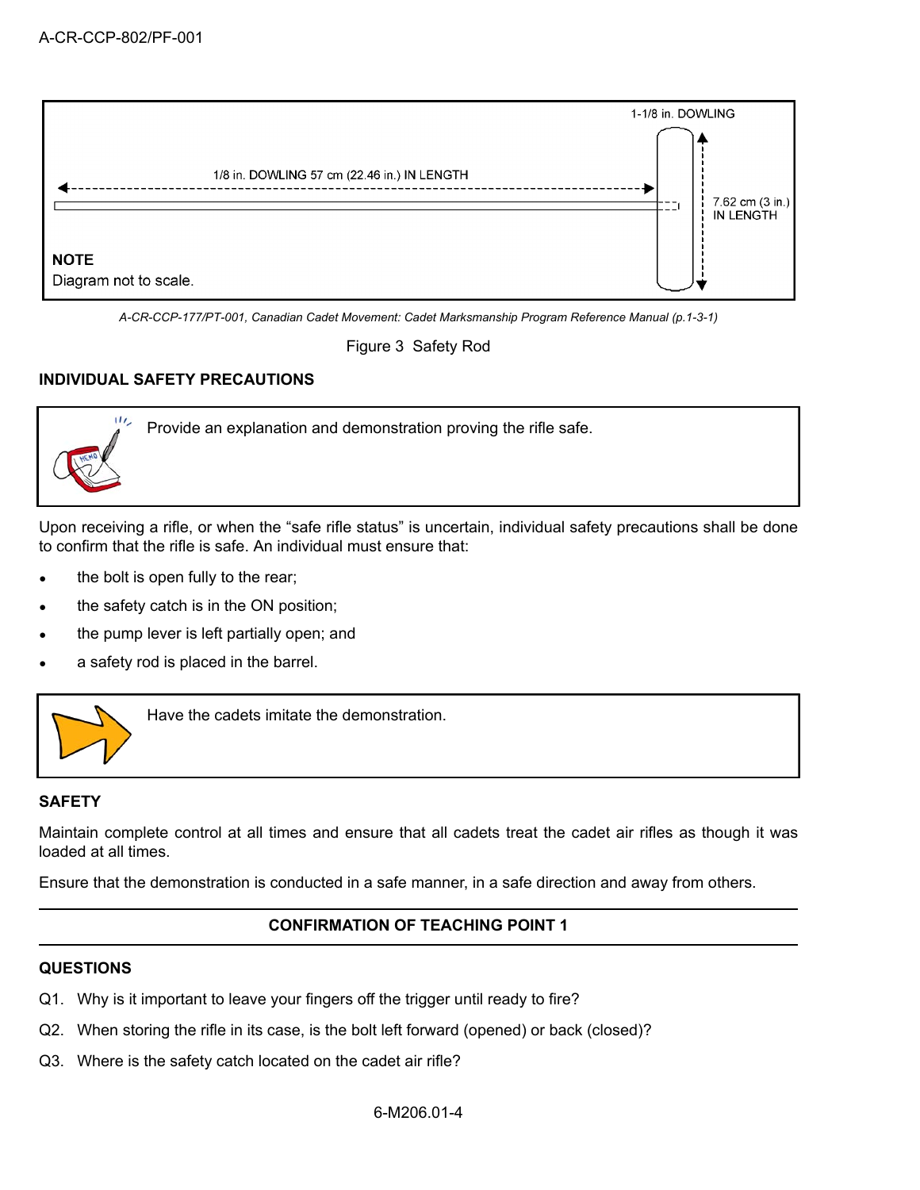1-1/8 in. DOWLING

1/8 in. DOWLING 57 cm (22.46 in.) IN LENGTH

7.62 cm (3 in.) IN LENGTH

**NOTE**
Diagram not to scale.

*A-CR-CCP-177/PT-001, Canadian Cadet Movement: Cadet Marksmanship Program Reference Manual (p.1-3-1)*

Figure 3 Safety Rod

### INDIVIDUAL SAFETY PRECAUTIONS

> Provide an explanation and demonstration proving the rifle safe.

Upon receiving a rifle, or when the "safe rifle status" is uncertain, individual safety precautions shall be done to confirm that the rifle is safe. An individual must ensure that:

- the bolt is open fully to the rear;
- the safety catch is in the ON position;
- the pump lever is left partially open; and
- a safety rod is placed in the barrel.

> Have the cadets imitate the demonstration.

### SAFETY

Maintain complete control at all times and ensure that all cadets treat the cadet air rifles as though it was loaded at all times.

Ensure that the demonstration is conducted in a safe manner, in a safe direction and away from others.

---

**CONFIRMATION OF TEACHING POINT 1**

---

### QUESTIONS

Q1. Why is it important to leave your fingers off the trigger until ready to fire?

Q2. When storing the rifle in its case, is the bolt left forward (opened) or back (closed)?

Q3. Where is the safety catch located on the cadet air rifle?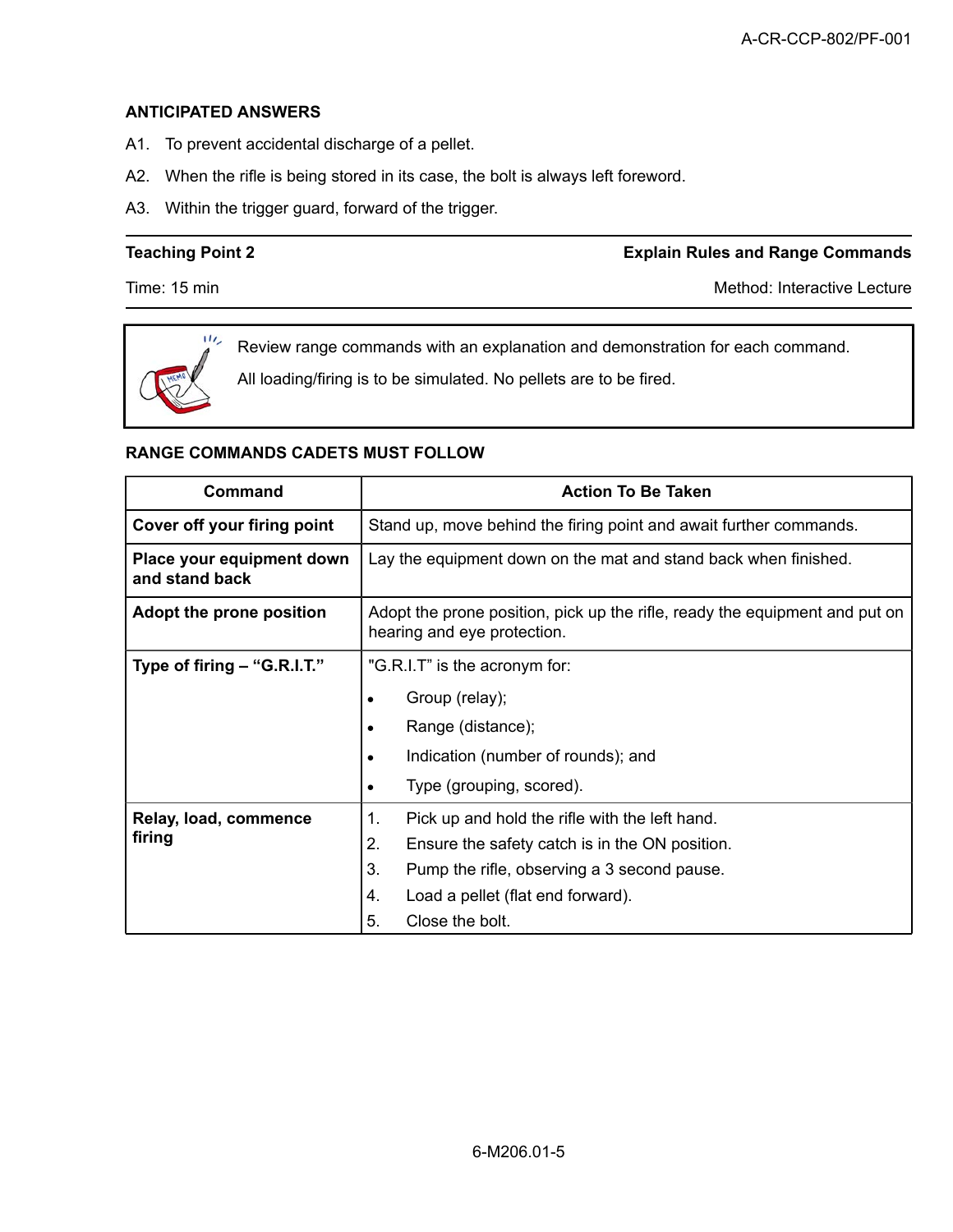**ANTICIPATED ANSWERS**

A1. To prevent accidental discharge of a pellet.

A2. When the rifle is being stored in its case, the bolt is always left foreword.

A3. Within the trigger guard, forward of the trigger.

---

| **Teaching Point 2** | **Explain Rules and Range Commands** |
|---|---|
| Time: 15 min | Method: Interactive Lecture |

> Review range commands with an explanation and demonstration for each command.
>
> All loading/firing is to be simulated. No pellets are to be fired.

**RANGE COMMANDS CADETS MUST FOLLOW**

| Command | Action To Be Taken |
|---|---|
| **Cover off your firing point** | Stand up, move behind the firing point and await further commands. |
| **Place your equipment down and stand back** | Lay the equipment down on the mat and stand back when finished. |
| **Adopt the prone position** | Adopt the prone position, pick up the rifle, ready the equipment and put on hearing and eye protection. |
| **Type of firing – "G.R.I.T."** | "G.R.I.T" is the acronym for:<br>• Group (relay);<br>• Range (distance);<br>• Indication (number of rounds); and<br>• Type (grouping, scored). |
| **Relay, load, commence firing** | 1. Pick up and hold the rifle with the left hand.<br>2. Ensure the safety catch is in the ON position.<br>3. Pump the rifle, observing a 3 second pause.<br>4. Load a pellet (flat end forward).<br>5. Close the bolt. |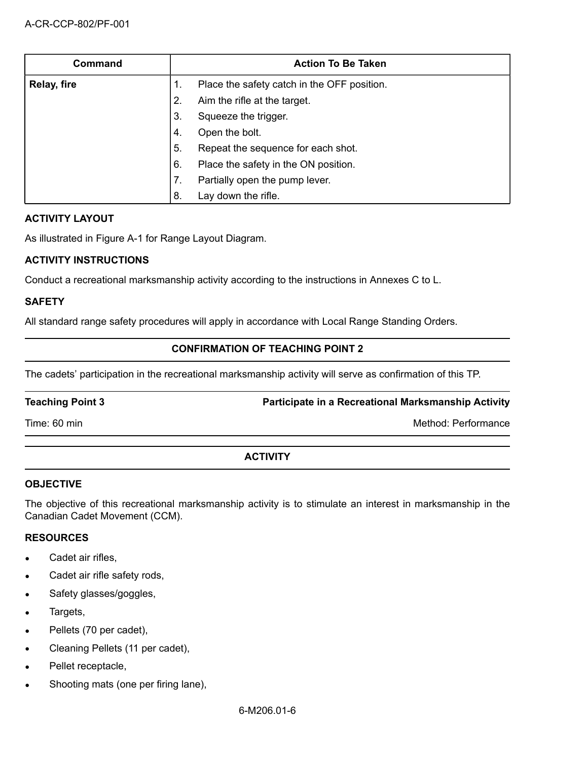| Command | Action To Be Taken |
|---|---|
| **Relay, fire** | 1. Place the safety catch in the OFF position. |
| | 2. Aim the rifle at the target. |
| | 3. Squeeze the trigger. |
| | 4. Open the bolt. |
| | 5. Repeat the sequence for each shot. |
| | 6. Place the safety in the ON position. |
| | 7. Partially open the pump lever. |
| | 8. Lay down the rifle. |

**ACTIVITY LAYOUT**

As illustrated in Figure A-1 for Range Layout Diagram.

**ACTIVITY INSTRUCTIONS**

Conduct a recreational marksmanship activity according to the instructions in Annexes C to L.

**SAFETY**

All standard range safety procedures will apply in accordance with Local Range Standing Orders.

**CONFIRMATION OF TEACHING POINT 2**

The cadets' participation in the recreational marksmanship activity will serve as confirmation of this TP.

**Teaching Point 3** — **Participate in a Recreational Marksmanship Activity**

Time: 60 min — Method: Performance

**ACTIVITY**

**OBJECTIVE**

The objective of this recreational marksmanship activity is to stimulate an interest in marksmanship in the Canadian Cadet Movement (CCM).

**RESOURCES**

- Cadet air rifles,
- Cadet air rifle safety rods,
- Safety glasses/goggles,
- Targets,
- Pellets (70 per cadet),
- Cleaning Pellets (11 per cadet),
- Pellet receptacle,
- Shooting mats (one per firing lane),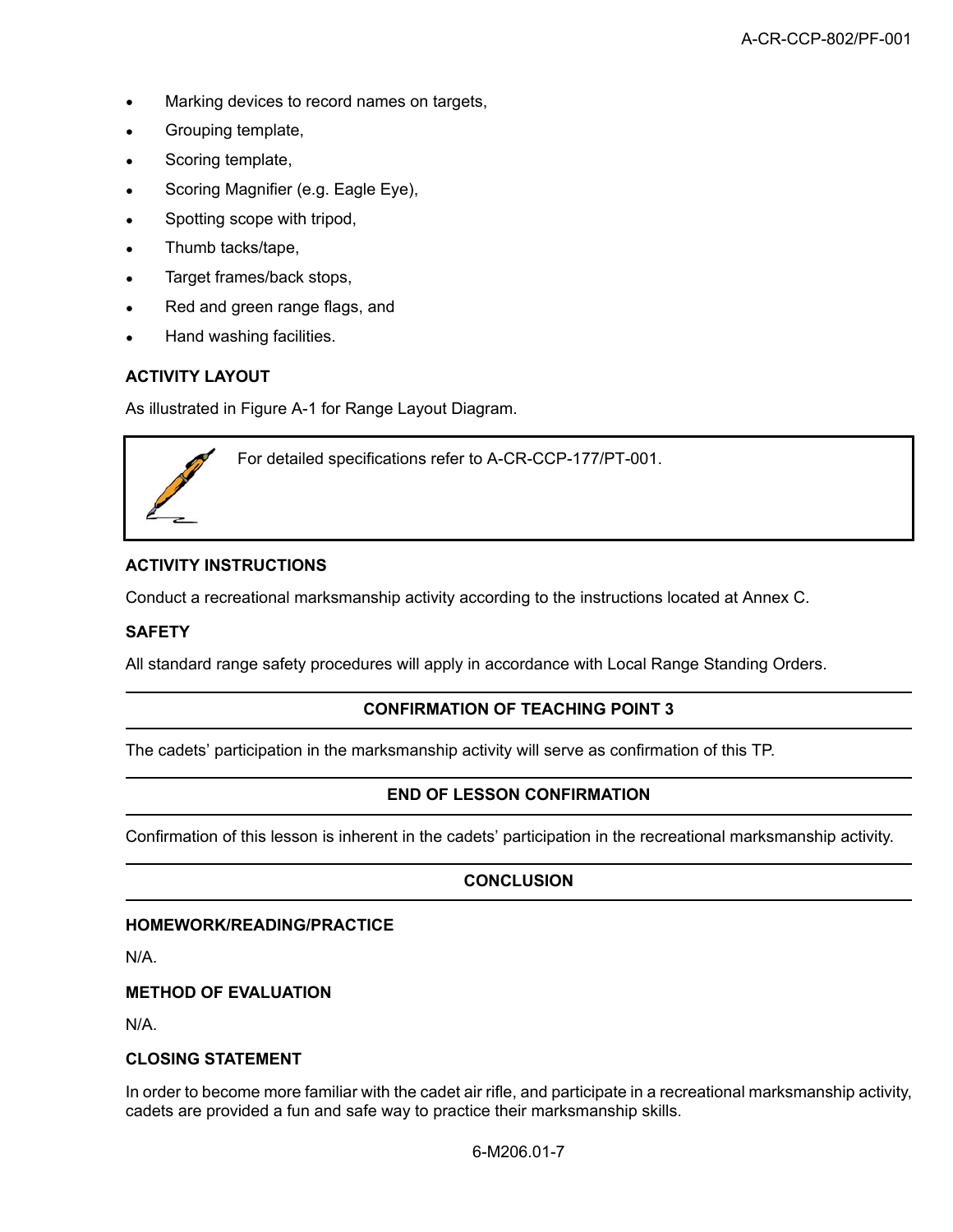- Marking devices to record names on targets,
- Grouping template,
- Scoring template,
- Scoring Magnifier (e.g. Eagle Eye),
- Spotting scope with tripod,
- Thumb tacks/tape,
- Target frames/back stops,
- Red and green range flags, and
- Hand washing facilities.

**ACTIVITY LAYOUT**

As illustrated in Figure A-1 for Range Layout Diagram.

> For detailed specifications refer to A-CR-CCP-177/PT-001.

**ACTIVITY INSTRUCTIONS**

Conduct a recreational marksmanship activity according to the instructions located at Annex C.

**SAFETY**

All standard range safety procedures will apply in accordance with Local Range Standing Orders.

---

**CONFIRMATION OF TEACHING POINT 3**

---

The cadets' participation in the marksmanship activity will serve as confirmation of this TP.

---

**END OF LESSON CONFIRMATION**

---

Confirmation of this lesson is inherent in the cadets' participation in the recreational marksmanship activity.

---

**CONCLUSION**

---

**HOMEWORK/READING/PRACTICE**

N/A.

**METHOD OF EVALUATION**

N/A.

**CLOSING STATEMENT**

In order to become more familiar with the cadet air rifle, and participate in a recreational marksmanship activity, cadets are provided a fun and safe way to practice their marksmanship skills.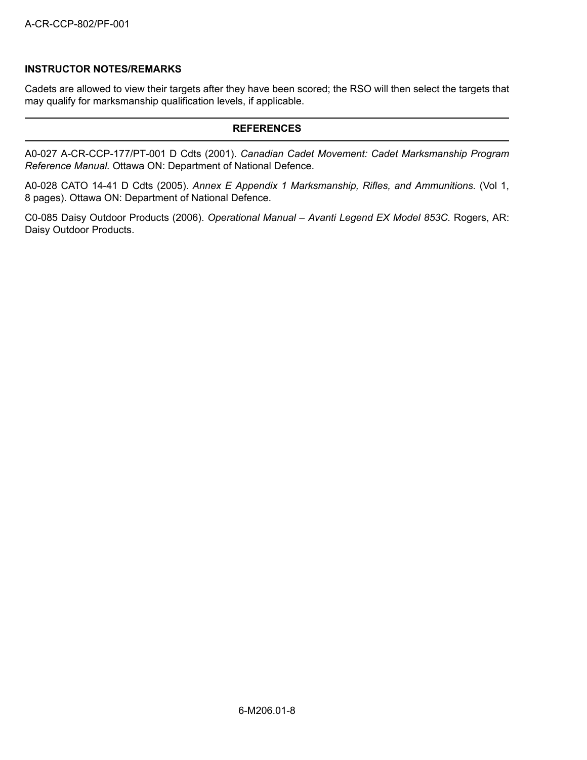**INSTRUCTOR NOTES/REMARKS**

Cadets are allowed to view their targets after they have been scored; the RSO will then select the targets that may qualify for marksmanship qualification levels, if applicable.

## REFERENCES

A0-027 A-CR-CCP-177/PT-001 D Cdts (2001). *Canadian Cadet Movement: Cadet Marksmanship Program Reference Manual.* Ottawa ON: Department of National Defence.

A0-028 CATO 14-41 D Cdts (2005). *Annex E Appendix 1 Marksmanship, Rifles, and Ammunitions.* (Vol 1, 8 pages). Ottawa ON: Department of National Defence.

C0-085 Daisy Outdoor Products (2006). *Operational Manual – Avanti Legend EX Model 853C.* Rogers, AR: Daisy Outdoor Products.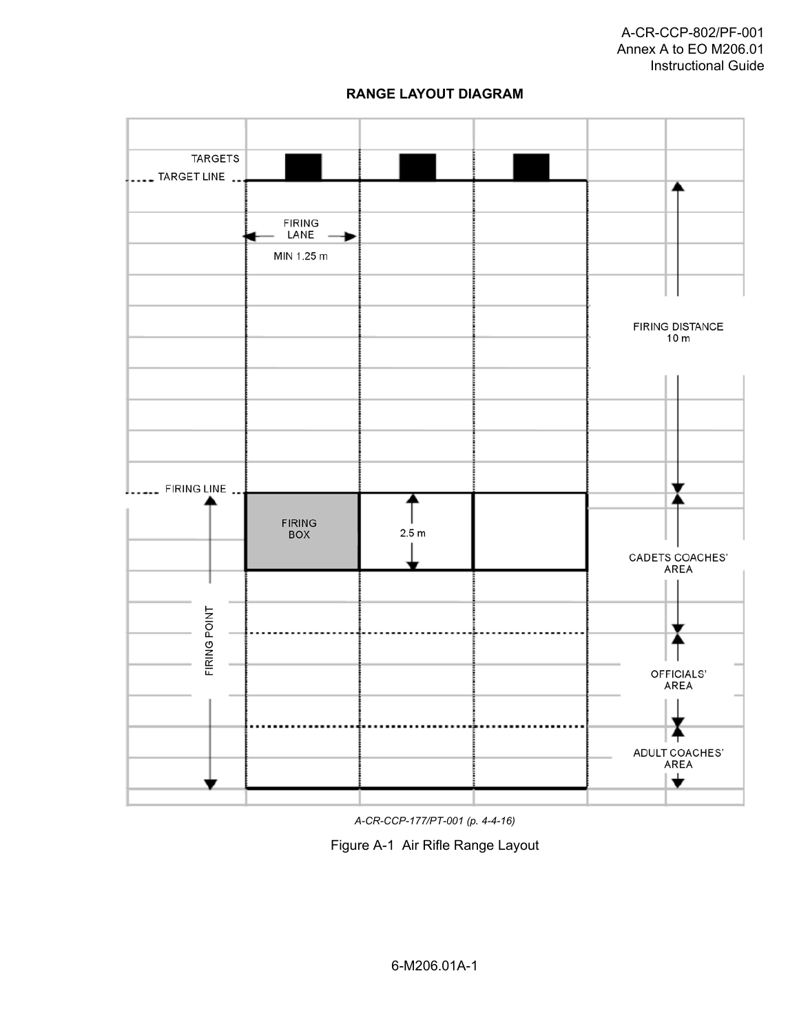## RANGE LAYOUT DIAGRAM

TARGETS

TARGET LINE

FIRING LANE

MIN 1.25 m

FIRING DISTANCE 10 m

FIRING LINE

FIRING BOX

2.5 m

CADETS COACHES' AREA

FIRING POINT

OFFICIALS' AREA

ADULT COACHES' AREA

*A-CR-CCP-177/PT-001 (p. 4-4-16)*

Figure A-1 Air Rifle Range Layout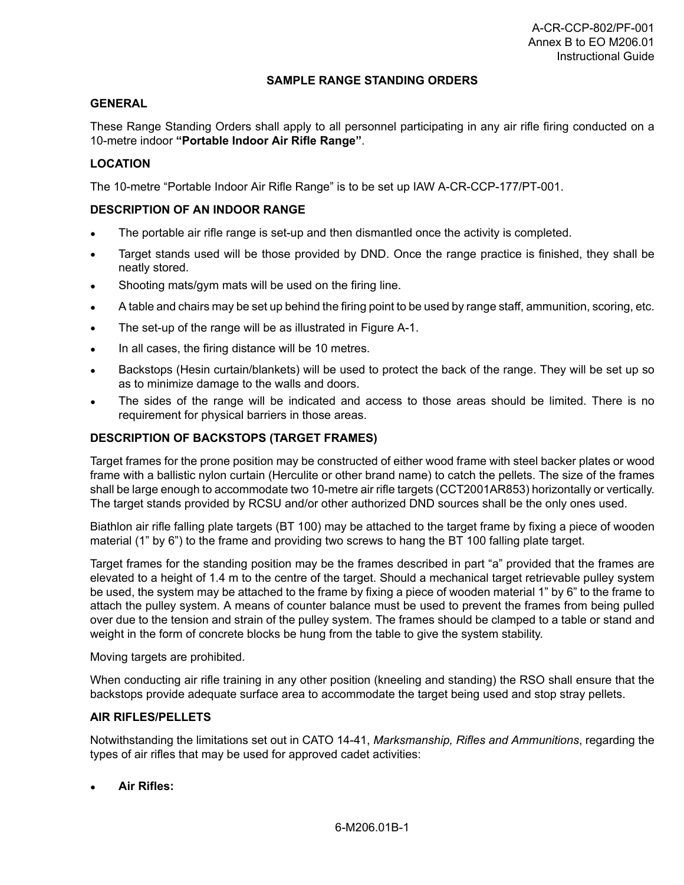## SAMPLE RANGE STANDING ORDERS

### GENERAL

These Range Standing Orders shall apply to all personnel participating in any air rifle firing conducted on a 10-metre indoor **"Portable Indoor Air Rifle Range"**.

### LOCATION

The 10-metre "Portable Indoor Air Rifle Range" is to be set up IAW A-CR-CCP-177/PT-001.

### DESCRIPTION OF AN INDOOR RANGE

- The portable air rifle range is set-up and then dismantled once the activity is completed.
- Target stands used will be those provided by DND. Once the range practice is finished, they shall be neatly stored.
- Shooting mats/gym mats will be used on the firing line.
- A table and chairs may be set up behind the firing point to be used by range staff, ammunition, scoring, etc.
- The set-up of the range will be as illustrated in Figure A-1.
- In all cases, the firing distance will be 10 metres.
- Backstops (Hesin curtain/blankets) will be used to protect the back of the range. They will be set up so as to minimize damage to the walls and doors.
- The sides of the range will be indicated and access to those areas should be limited. There is no requirement for physical barriers in those areas.

### DESCRIPTION OF BACKSTOPS (TARGET FRAMES)

Target frames for the prone position may be constructed of either wood frame with steel backer plates or wood frame with a ballistic nylon curtain (Herculite or other brand name) to catch the pellets. The size of the frames shall be large enough to accommodate two 10-metre air rifle targets (CCT2001AR853) horizontally or vertically. The target stands provided by RCSU and/or other authorized DND sources shall be the only ones used.

Biathlon air rifle falling plate targets (BT 100) may be attached to the target frame by fixing a piece of wooden material (1" by 6") to the frame and providing two screws to hang the BT 100 falling plate target.

Target frames for the standing position may be the frames described in part "a" provided that the frames are elevated to a height of 1.4 m to the centre of the target. Should a mechanical target retrievable pulley system be used, the system may be attached to the frame by fixing a piece of wooden material 1" by 6" to the frame to attach the pulley system. A means of counter balance must be used to prevent the frames from being pulled over due to the tension and strain of the pulley system. The frames should be clamped to a table or stand and weight in the form of concrete blocks be hung from the table to give the system stability.

Moving targets are prohibited.

When conducting air rifle training in any other position (kneeling and standing) the RSO shall ensure that the backstops provide adequate surface area to accommodate the target being used and stop stray pellets.

### AIR RIFLES/PELLETS

Notwithstanding the limitations set out in CATO 14-41, *Marksmanship, Rifles and Ammunitions*, regarding the types of air rifles that may be used for approved cadet activities:

- **Air Rifles:**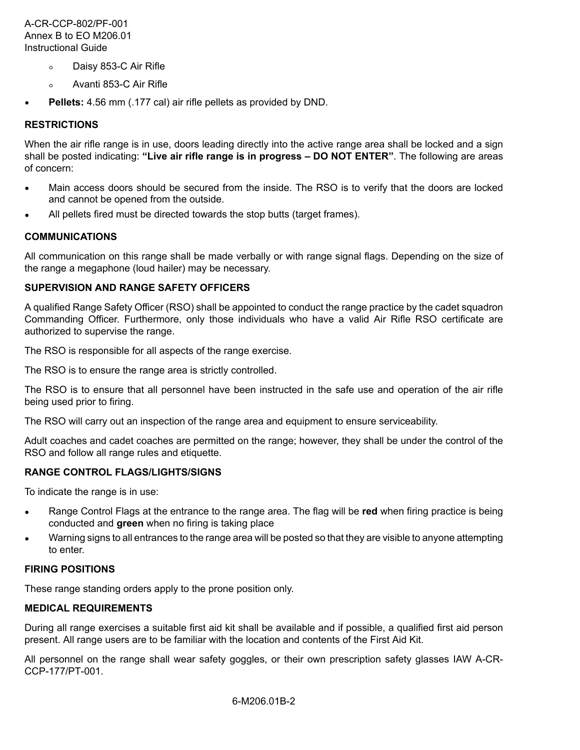- Daisy 853-C Air Rifle
  - Avanti 853-C Air Rifle
- **Pellets:** 4.56 mm (.177 cal) air rifle pellets as provided by DND.

**RESTRICTIONS**

When the air rifle range is in use, doors leading directly into the active range area shall be locked and a sign shall be posted indicating: **"Live air rifle range is in progress – DO NOT ENTER"**. The following are areas of concern:

- Main access doors should be secured from the inside. The RSO is to verify that the doors are locked and cannot be opened from the outside.
- All pellets fired must be directed towards the stop butts (target frames).

**COMMUNICATIONS**

All communication on this range shall be made verbally or with range signal flags. Depending on the size of the range a megaphone (loud hailer) may be necessary.

**SUPERVISION AND RANGE SAFETY OFFICERS**

A qualified Range Safety Officer (RSO) shall be appointed to conduct the range practice by the cadet squadron Commanding Officer. Furthermore, only those individuals who have a valid Air Rifle RSO certificate are authorized to supervise the range.

The RSO is responsible for all aspects of the range exercise.

The RSO is to ensure the range area is strictly controlled.

The RSO is to ensure that all personnel have been instructed in the safe use and operation of the air rifle being used prior to firing.

The RSO will carry out an inspection of the range area and equipment to ensure serviceability.

Adult coaches and cadet coaches are permitted on the range; however, they shall be under the control of the RSO and follow all range rules and etiquette.

**RANGE CONTROL FLAGS/LIGHTS/SIGNS**

To indicate the range is in use:

- Range Control Flags at the entrance to the range area. The flag will be **red** when firing practice is being conducted and **green** when no firing is taking place
- Warning signs to all entrances to the range area will be posted so that they are visible to anyone attempting to enter.

**FIRING POSITIONS**

These range standing orders apply to the prone position only.

**MEDICAL REQUIREMENTS**

During all range exercises a suitable first aid kit shall be available and if possible, a qualified first aid person present. All range users are to be familiar with the location and contents of the First Aid Kit.

All personnel on the range shall wear safety goggles, or their own prescription safety glasses IAW A-CR-CCP-177/PT-001.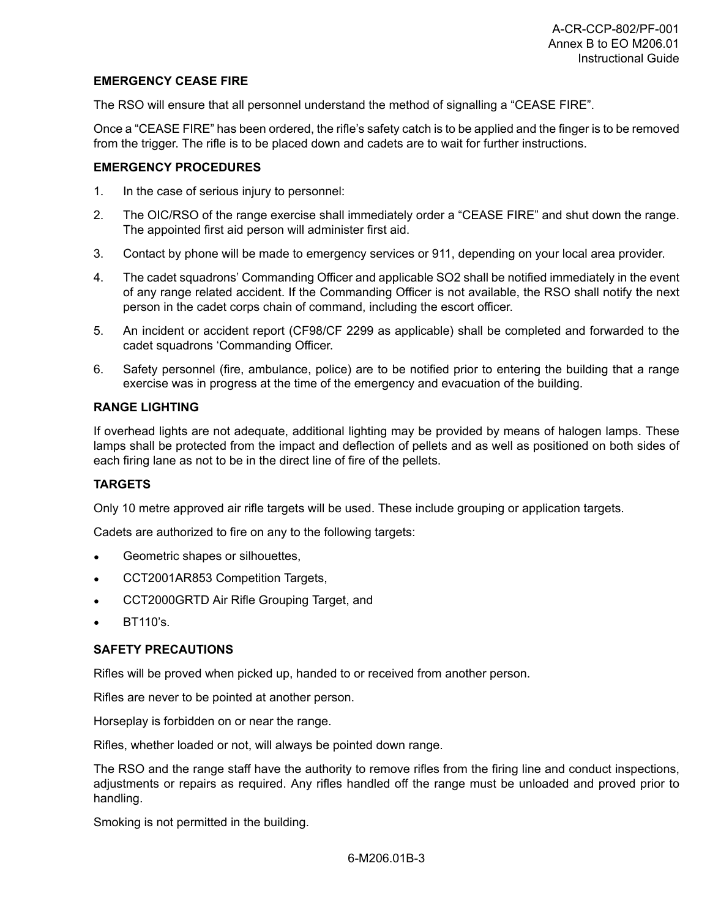### EMERGENCY CEASE FIRE

The RSO will ensure that all personnel understand the method of signalling a "CEASE FIRE".

Once a "CEASE FIRE" has been ordered, the rifle's safety catch is to be applied and the finger is to be removed from the trigger. The rifle is to be placed down and cadets are to wait for further instructions.

### EMERGENCY PROCEDURES

1. In the case of serious injury to personnel:
2. The OIC/RSO of the range exercise shall immediately order a "CEASE FIRE" and shut down the range. The appointed first aid person will administer first aid.
3. Contact by phone will be made to emergency services or 911, depending on your local area provider.
4. The cadet squadrons' Commanding Officer and applicable SO2 shall be notified immediately in the event of any range related accident. If the Commanding Officer is not available, the RSO shall notify the next person in the cadet corps chain of command, including the escort officer.
5. An incident or accident report (CF98/CF 2299 as applicable) shall be completed and forwarded to the cadet squadrons 'Commanding Officer.
6. Safety personnel (fire, ambulance, police) are to be notified prior to entering the building that a range exercise was in progress at the time of the emergency and evacuation of the building.

### RANGE LIGHTING

If overhead lights are not adequate, additional lighting may be provided by means of halogen lamps. These lamps shall be protected from the impact and deflection of pellets and as well as positioned on both sides of each firing lane as not to be in the direct line of fire of the pellets.

### TARGETS

Only 10 metre approved air rifle targets will be used. These include grouping or application targets.

Cadets are authorized to fire on any to the following targets:

- Geometric shapes or silhouettes,
- CCT2001AR853 Competition Targets,
- CCT2000GRTD Air Rifle Grouping Target, and
- BT110's.

### SAFETY PRECAUTIONS

Rifles will be proved when picked up, handed to or received from another person.

Rifles are never to be pointed at another person.

Horseplay is forbidden on or near the range.

Rifles, whether loaded or not, will always be pointed down range.

The RSO and the range staff have the authority to remove rifles from the firing line and conduct inspections, adjustments or repairs as required. Any rifles handled off the range must be unloaded and proved prior to handling.

Smoking is not permitted in the building.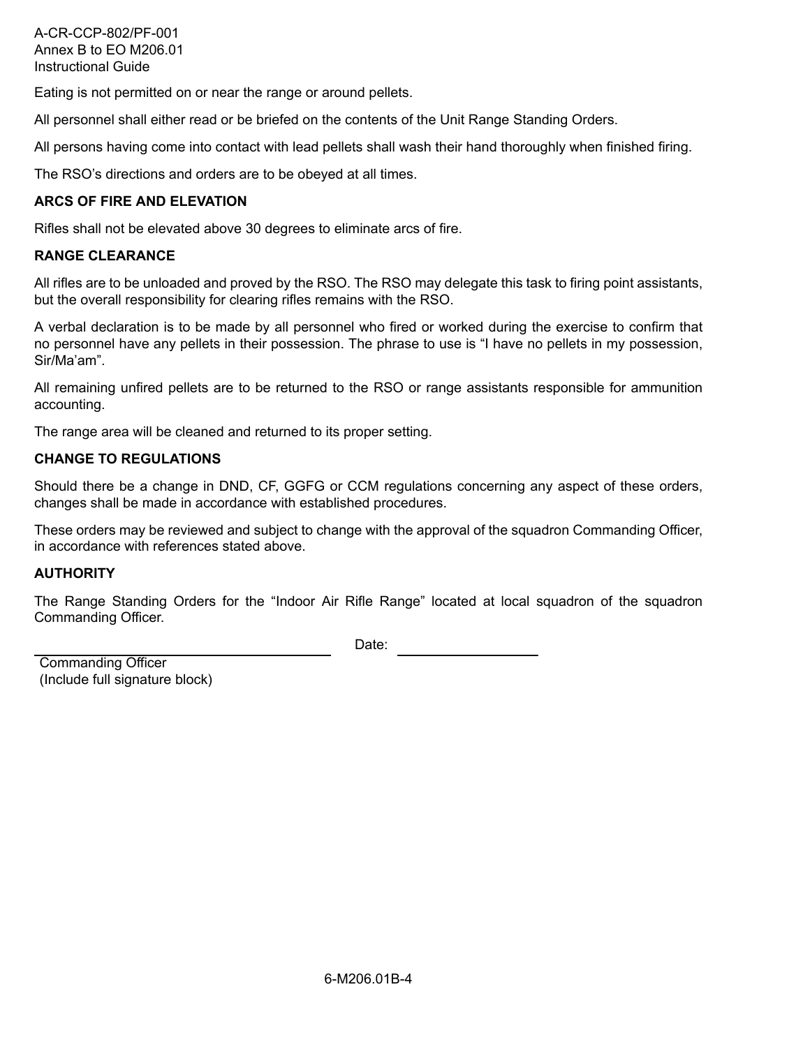Eating is not permitted on or near the range or around pellets.

All personnel shall either read or be briefed on the contents of the Unit Range Standing Orders.

All persons having come into contact with lead pellets shall wash their hand thoroughly when finished firing.

The RSO's directions and orders are to be obeyed at all times.

**ARCS OF FIRE AND ELEVATION**

Rifles shall not be elevated above 30 degrees to eliminate arcs of fire.

**RANGE CLEARANCE**

All rifles are to be unloaded and proved by the RSO. The RSO may delegate this task to firing point assistants, but the overall responsibility for clearing rifles remains with the RSO.

A verbal declaration is to be made by all personnel who fired or worked during the exercise to confirm that no personnel have any pellets in their possession. The phrase to use is "I have no pellets in my possession, Sir/Ma'am".

All remaining unfired pellets are to be returned to the RSO or range assistants responsible for ammunition accounting.

The range area will be cleaned and returned to its proper setting.

**CHANGE TO REGULATIONS**

Should there be a change in DND, CF, GGFG or CCM regulations concerning any aspect of these orders, changes shall be made in accordance with established procedures.

These orders may be reviewed and subject to change with the approval of the squadron Commanding Officer, in accordance with references stated above.

**AUTHORITY**

The Range Standing Orders for the "Indoor Air Rifle Range" located at local squadron of the squadron Commanding Officer.

\_\_\_\_\_\_\_\_\_\_\_\_\_\_\_\_\_\_\_\_\_\_\_\_\_\_\_\_\_\_ Date: \_\_\_\_\_\_\_\_\_\_\_\_\_\_\_\_

Commanding Officer
(Include full signature block)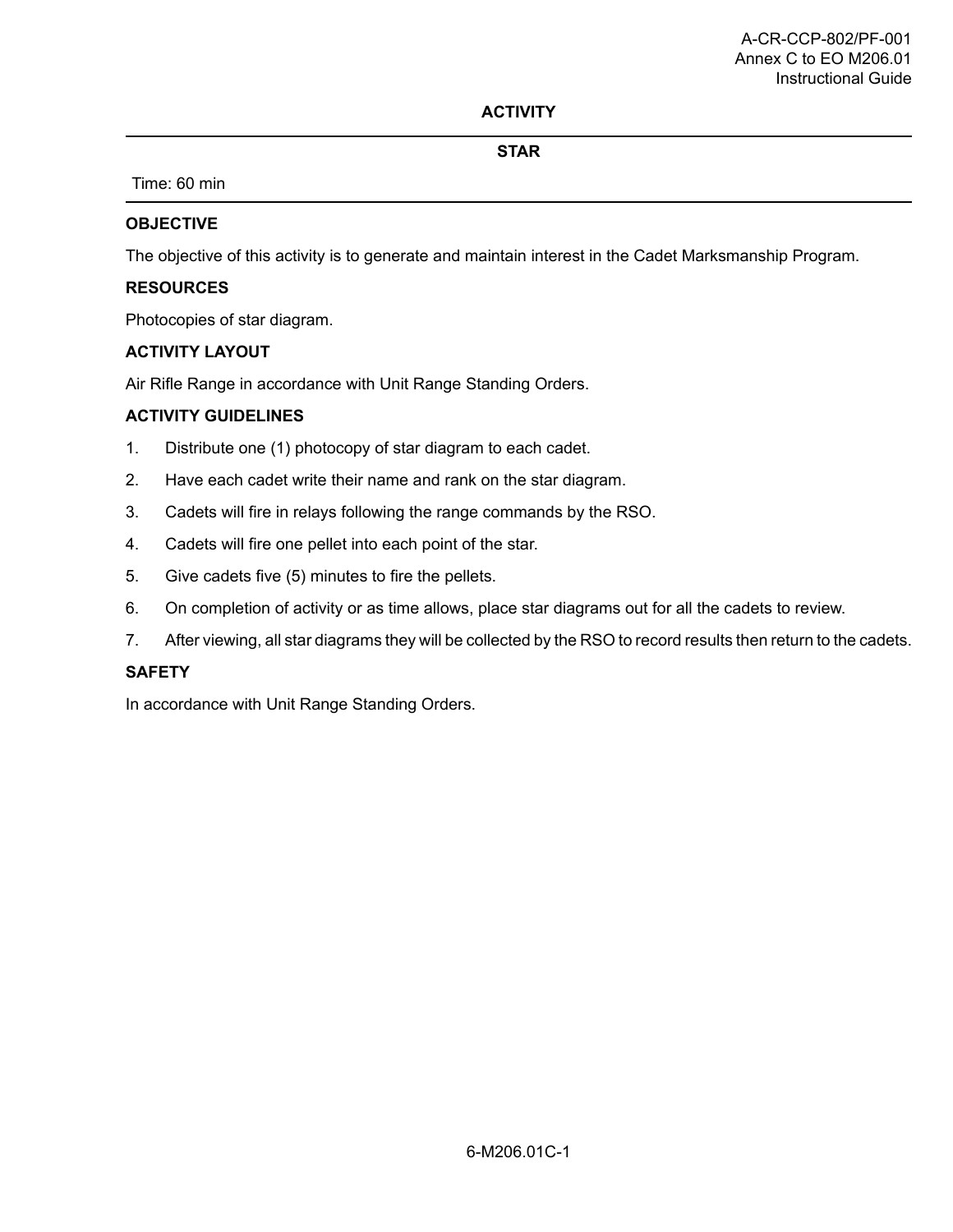**ACTIVITY**

**STAR**

Time: 60 min

**OBJECTIVE**

The objective of this activity is to generate and maintain interest in the Cadet Marksmanship Program.

**RESOURCES**

Photocopies of star diagram.

**ACTIVITY LAYOUT**

Air Rifle Range in accordance with Unit Range Standing Orders.

**ACTIVITY GUIDELINES**

1. Distribute one (1) photocopy of star diagram to each cadet.
2. Have each cadet write their name and rank on the star diagram.
3. Cadets will fire in relays following the range commands by the RSO.
4. Cadets will fire one pellet into each point of the star.
5. Give cadets five (5) minutes to fire the pellets.
6. On completion of activity or as time allows, place star diagrams out for all the cadets to review.
7. After viewing, all star diagrams they will be collected by the RSO to record results then return to the cadets.

**SAFETY**

In accordance with Unit Range Standing Orders.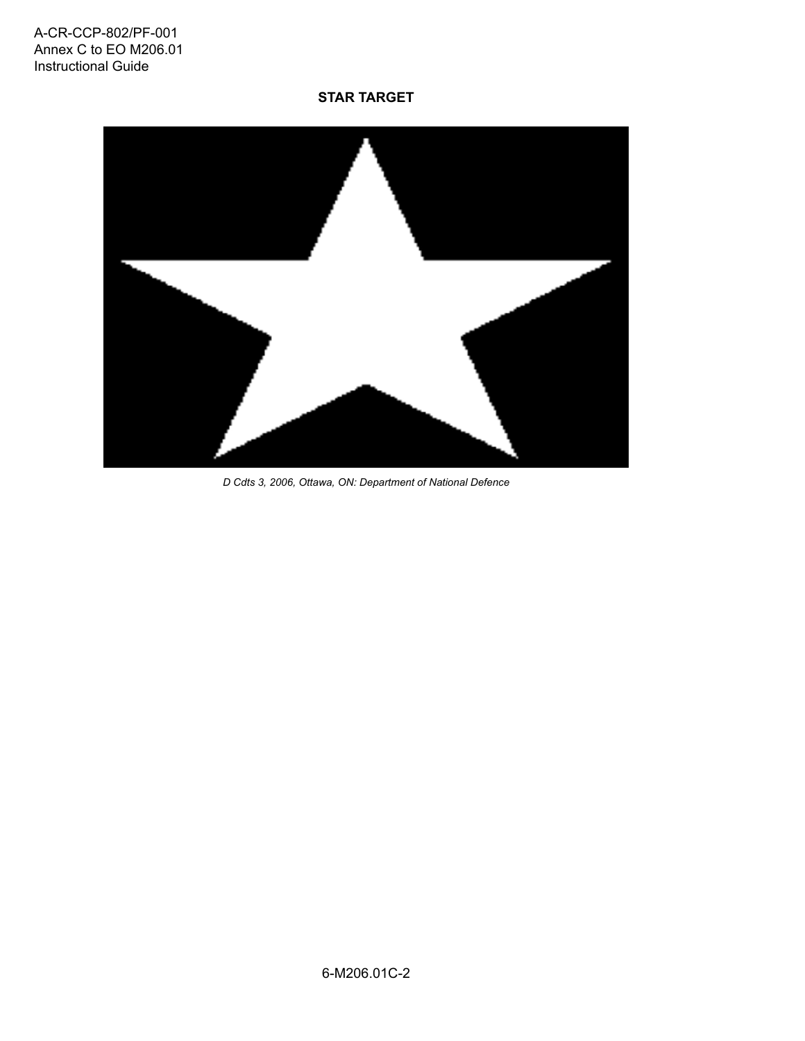## STAR TARGET

*D Cdts 3, 2006, Ottawa, ON: Department of National Defence*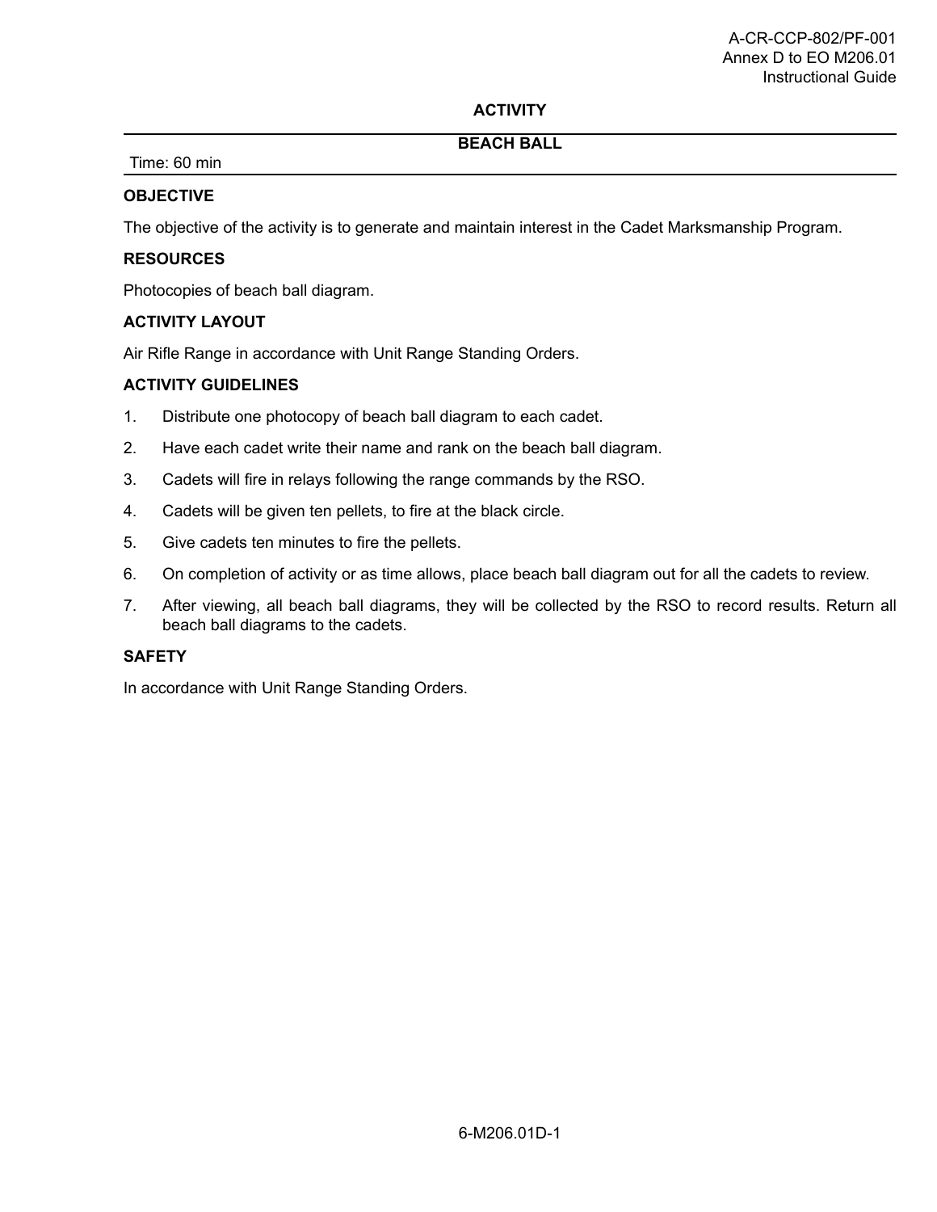**ACTIVITY**

**BEACH BALL**

Time: 60 min

**OBJECTIVE**

The objective of the activity is to generate and maintain interest in the Cadet Marksmanship Program.

**RESOURCES**

Photocopies of beach ball diagram.

**ACTIVITY LAYOUT**

Air Rifle Range in accordance with Unit Range Standing Orders.

**ACTIVITY GUIDELINES**

1. Distribute one photocopy of beach ball diagram to each cadet.
2. Have each cadet write their name and rank on the beach ball diagram.
3. Cadets will fire in relays following the range commands by the RSO.
4. Cadets will be given ten pellets, to fire at the black circle.
5. Give cadets ten minutes to fire the pellets.
6. On completion of activity or as time allows, place beach ball diagram out for all the cadets to review.
7. After viewing, all beach ball diagrams, they will be collected by the RSO to record results. Return all beach ball diagrams to the cadets.

**SAFETY**

In accordance with Unit Range Standing Orders.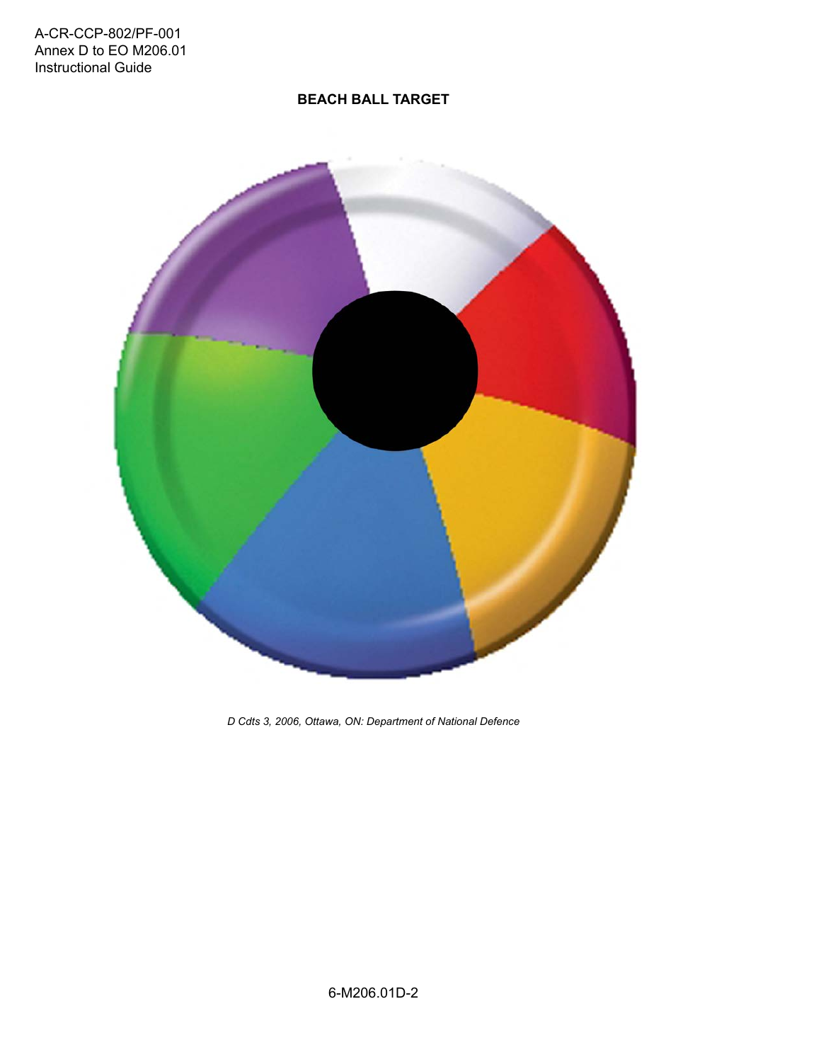**BEACH BALL TARGET**

*D Cdts 3, 2006, Ottawa, ON: Department of National Defence*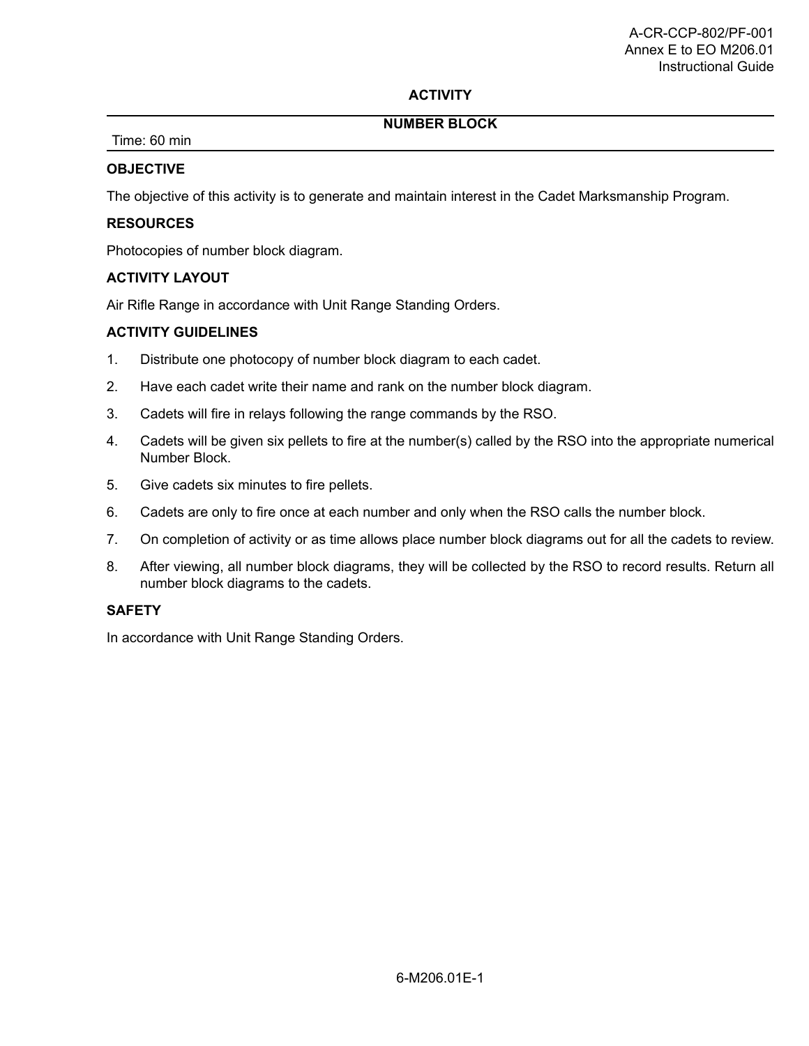# ACTIVITY

## NUMBER BLOCK

Time: 60 min

### OBJECTIVE

The objective of this activity is to generate and maintain interest in the Cadet Marksmanship Program.

### RESOURCES

Photocopies of number block diagram.

### ACTIVITY LAYOUT

Air Rifle Range in accordance with Unit Range Standing Orders.

### ACTIVITY GUIDELINES

1. Distribute one photocopy of number block diagram to each cadet.
2. Have each cadet write their name and rank on the number block diagram.
3. Cadets will fire in relays following the range commands by the RSO.
4. Cadets will be given six pellets to fire at the number(s) called by the RSO into the appropriate numerical Number Block.
5. Give cadets six minutes to fire pellets.
6. Cadets are only to fire once at each number and only when the RSO calls the number block.
7. On completion of activity or as time allows place number block diagrams out for all the cadets to review.
8. After viewing, all number block diagrams, they will be collected by the RSO to record results. Return all number block diagrams to the cadets.

### SAFETY

In accordance with Unit Range Standing Orders.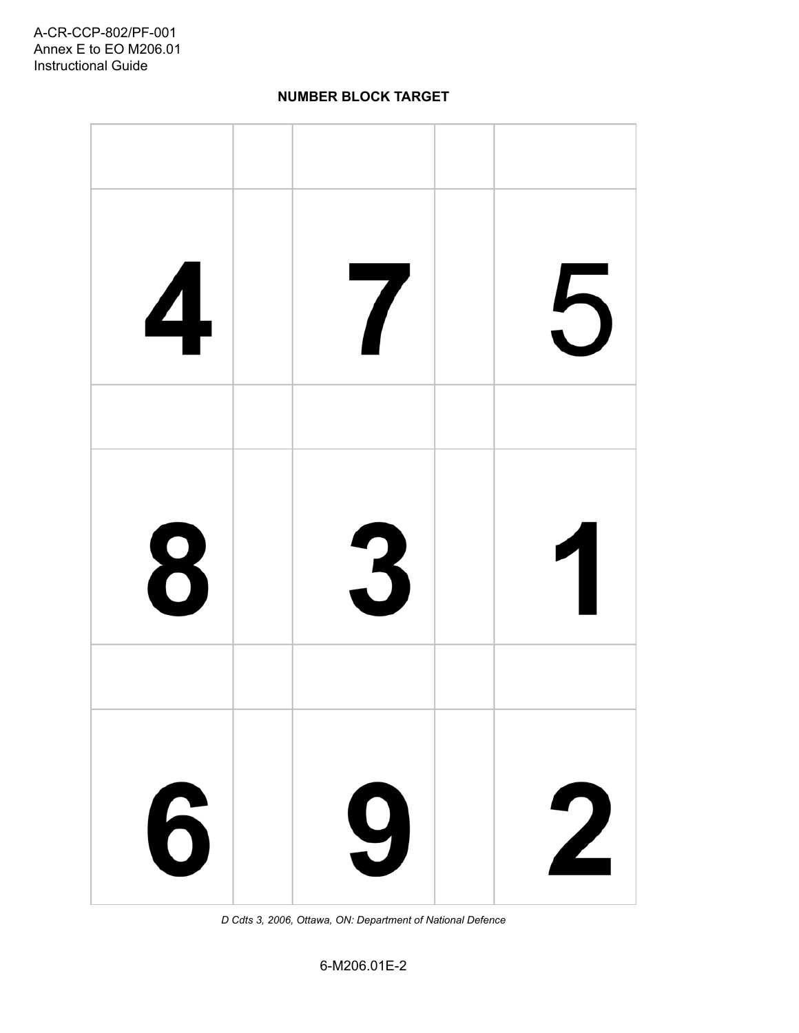**NUMBER BLOCK TARGET**

| | | | | |
|---|---|---|---|---|
| | | | | |
| 4 | | 7 | | 5 |
| | | | | |
| 8 | | 3 | | 1 |
| | | | | |
| 6 | | 9 | | 2 |

*D Cdts 3, 2006, Ottawa, ON: Department of National Defence*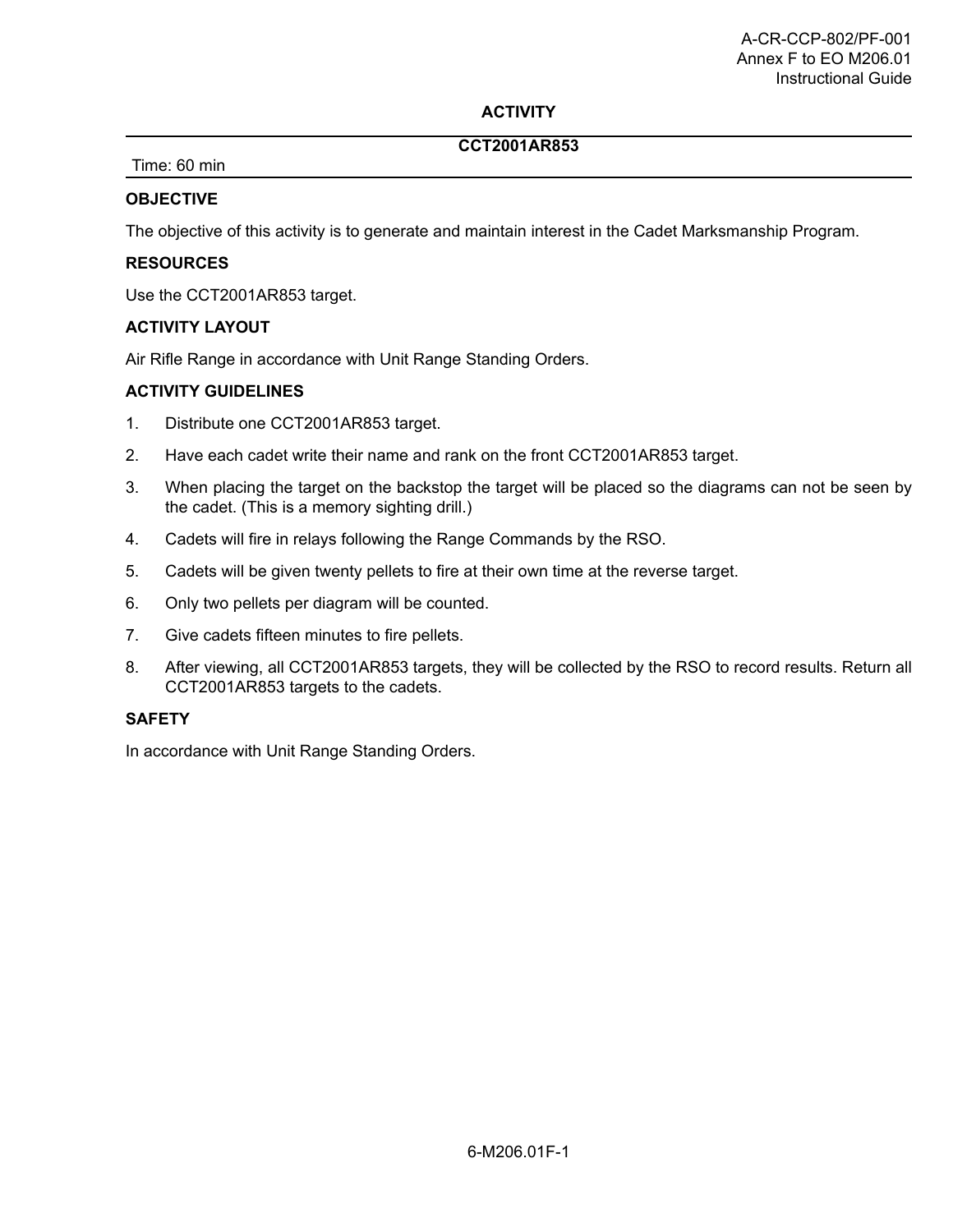## ACTIVITY

### CCT2001AR853

Time: 60 min

**OBJECTIVE**

The objective of this activity is to generate and maintain interest in the Cadet Marksmanship Program.

**RESOURCES**

Use the CCT2001AR853 target.

**ACTIVITY LAYOUT**

Air Rifle Range in accordance with Unit Range Standing Orders.

**ACTIVITY GUIDELINES**

1. Distribute one CCT2001AR853 target.
2. Have each cadet write their name and rank on the front CCT2001AR853 target.
3. When placing the target on the backstop the target will be placed so the diagrams can not be seen by the cadet. (This is a memory sighting drill.)
4. Cadets will fire in relays following the Range Commands by the RSO.
5. Cadets will be given twenty pellets to fire at their own time at the reverse target.
6. Only two pellets per diagram will be counted.
7. Give cadets fifteen minutes to fire pellets.
8. After viewing, all CCT2001AR853 targets, they will be collected by the RSO to record results. Return all CCT2001AR853 targets to the cadets.

**SAFETY**

In accordance with Unit Range Standing Orders.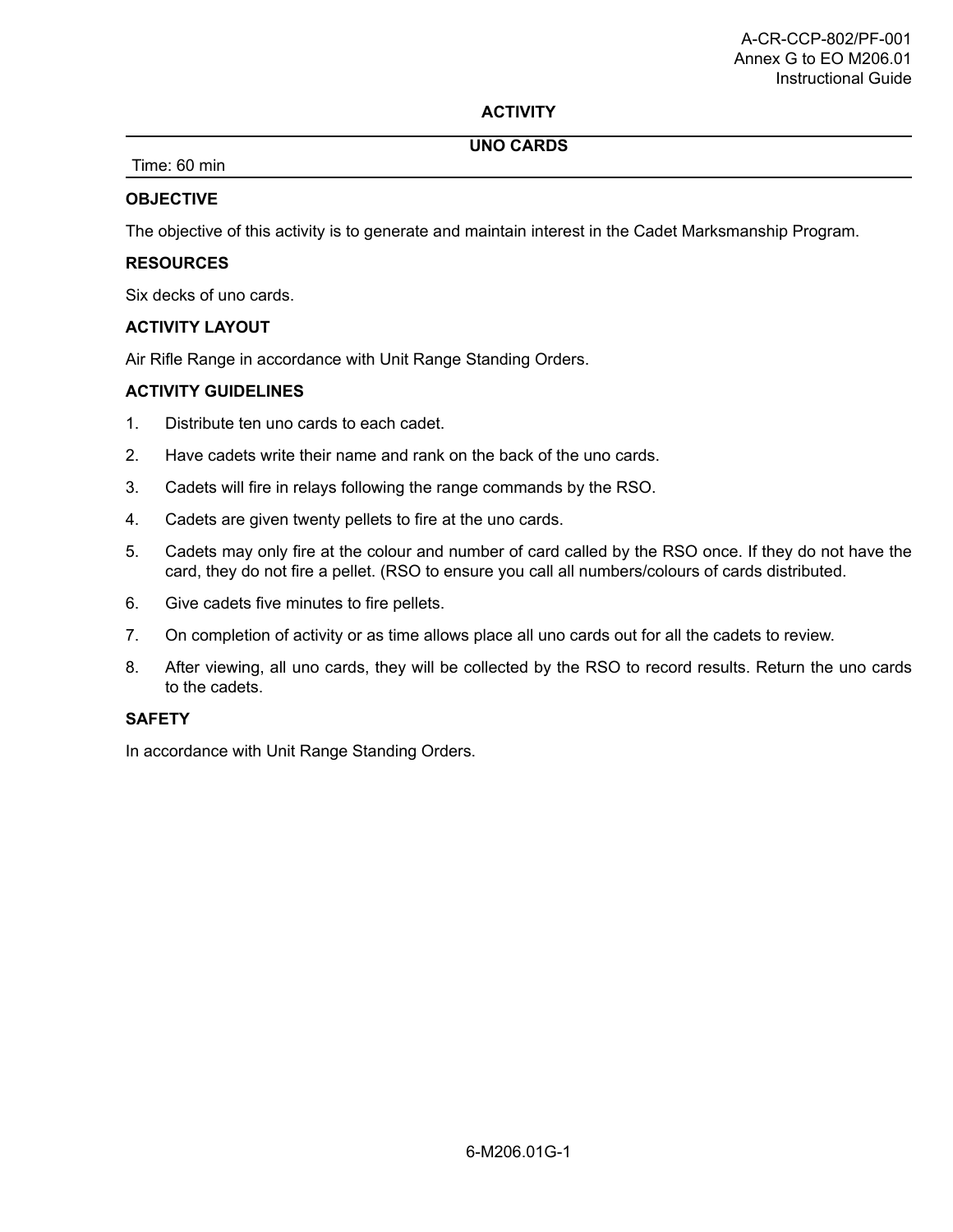## ACTIVITY

### UNO CARDS

Time: 60 min

**OBJECTIVE**

The objective of this activity is to generate and maintain interest in the Cadet Marksmanship Program.

**RESOURCES**

Six decks of uno cards.

**ACTIVITY LAYOUT**

Air Rifle Range in accordance with Unit Range Standing Orders.

**ACTIVITY GUIDELINES**

1. Distribute ten uno cards to each cadet.
2. Have cadets write their name and rank on the back of the uno cards.
3. Cadets will fire in relays following the range commands by the RSO.
4. Cadets are given twenty pellets to fire at the uno cards.
5. Cadets may only fire at the colour and number of card called by the RSO once. If they do not have the card, they do not fire a pellet. (RSO to ensure you call all numbers/colours of cards distributed.
6. Give cadets five minutes to fire pellets.
7. On completion of activity or as time allows place all uno cards out for all the cadets to review.
8. After viewing, all uno cards, they will be collected by the RSO to record results. Return the uno cards to the cadets.

**SAFETY**

In accordance with Unit Range Standing Orders.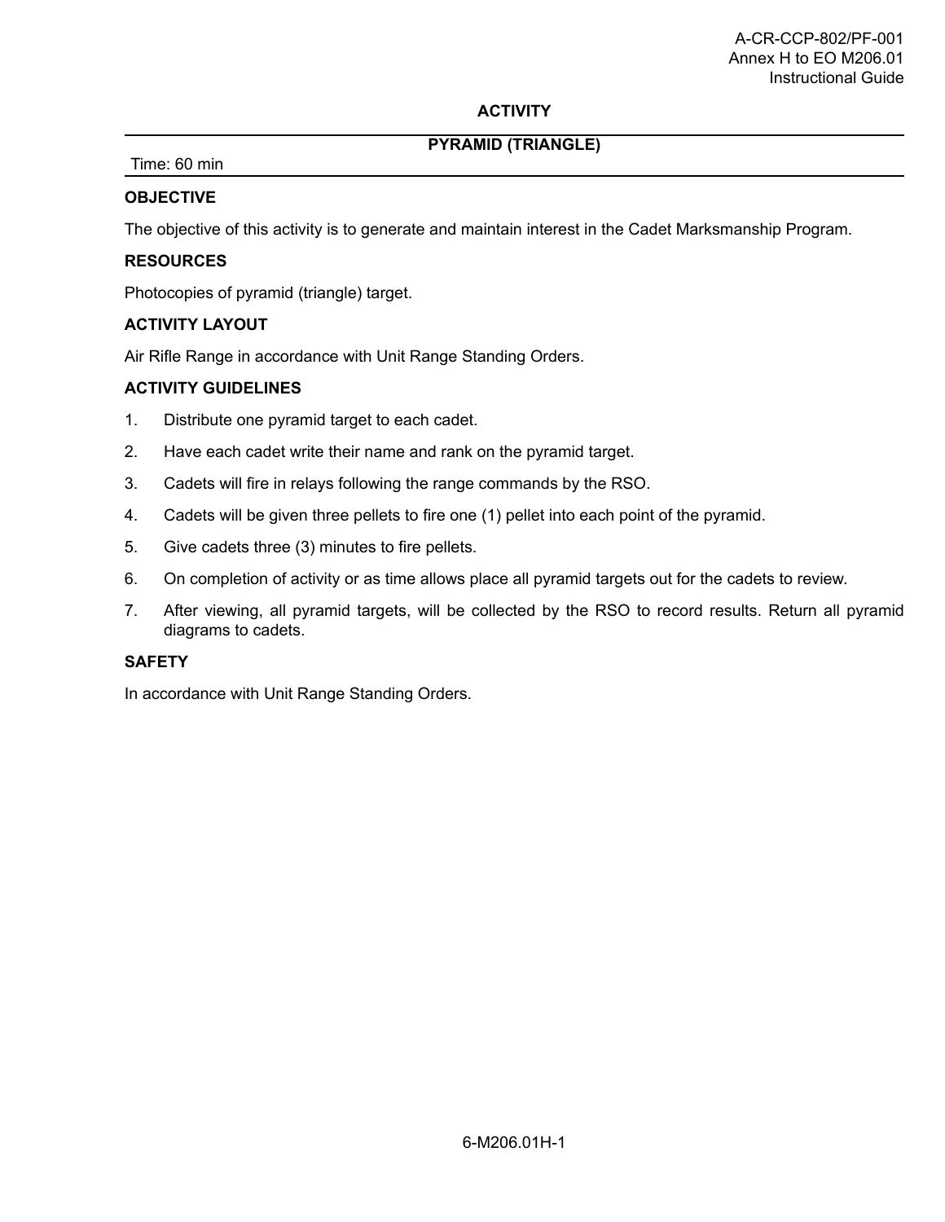## ACTIVITY

## PYRAMID (TRIANGLE)

Time: 60 min

**OBJECTIVE**

The objective of this activity is to generate and maintain interest in the Cadet Marksmanship Program.

**RESOURCES**

Photocopies of pyramid (triangle) target.

**ACTIVITY LAYOUT**

Air Rifle Range in accordance with Unit Range Standing Orders.

**ACTIVITY GUIDELINES**

1. Distribute one pyramid target to each cadet.
2. Have each cadet write their name and rank on the pyramid target.
3. Cadets will fire in relays following the range commands by the RSO.
4. Cadets will be given three pellets to fire one (1) pellet into each point of the pyramid.
5. Give cadets three (3) minutes to fire pellets.
6. On completion of activity or as time allows place all pyramid targets out for the cadets to review.
7. After viewing, all pyramid targets, will be collected by the RSO to record results. Return all pyramid diagrams to cadets.

**SAFETY**

In accordance with Unit Range Standing Orders.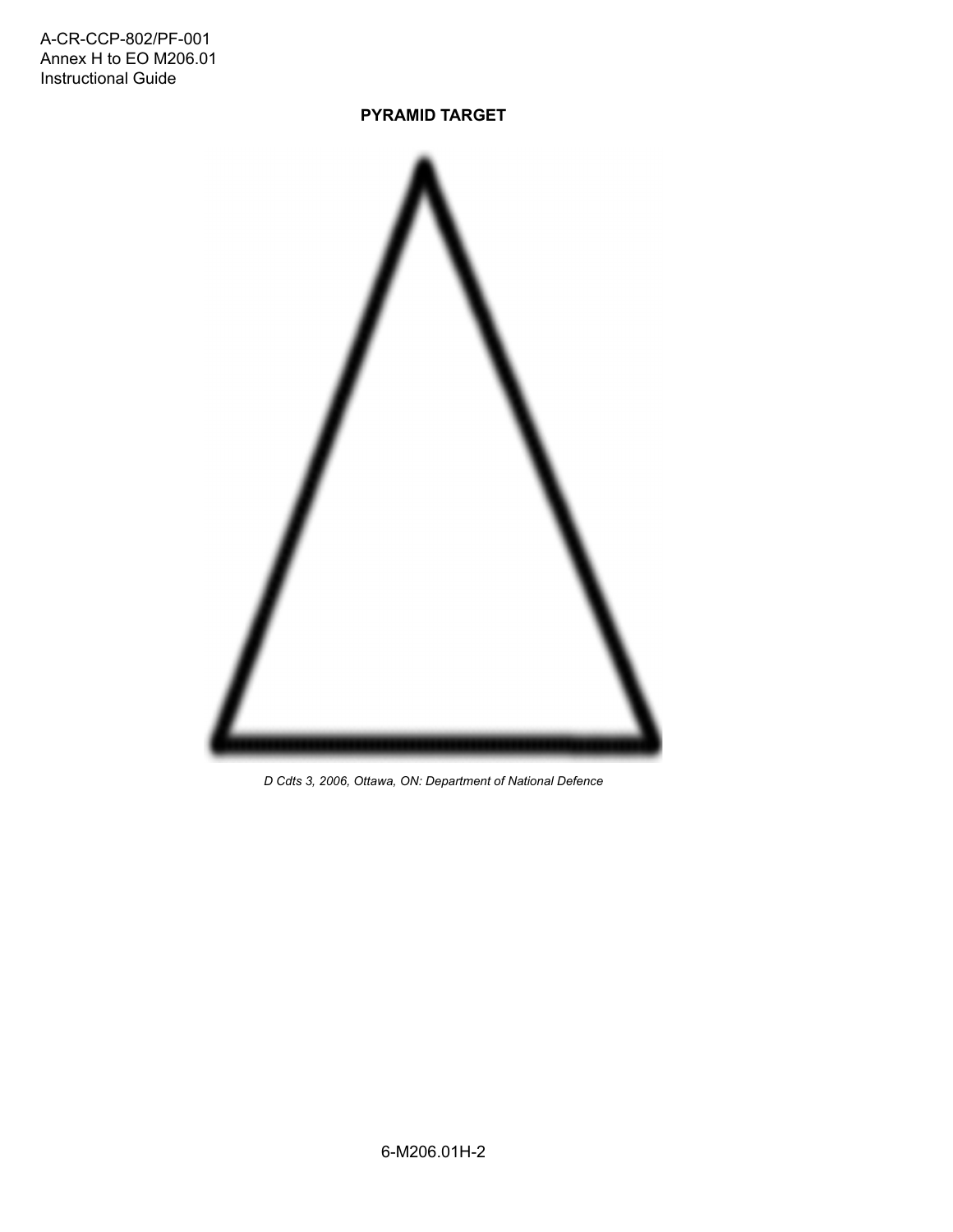**PYRAMID TARGET**

*D Cdts 3, 2006, Ottawa, ON: Department of National Defence*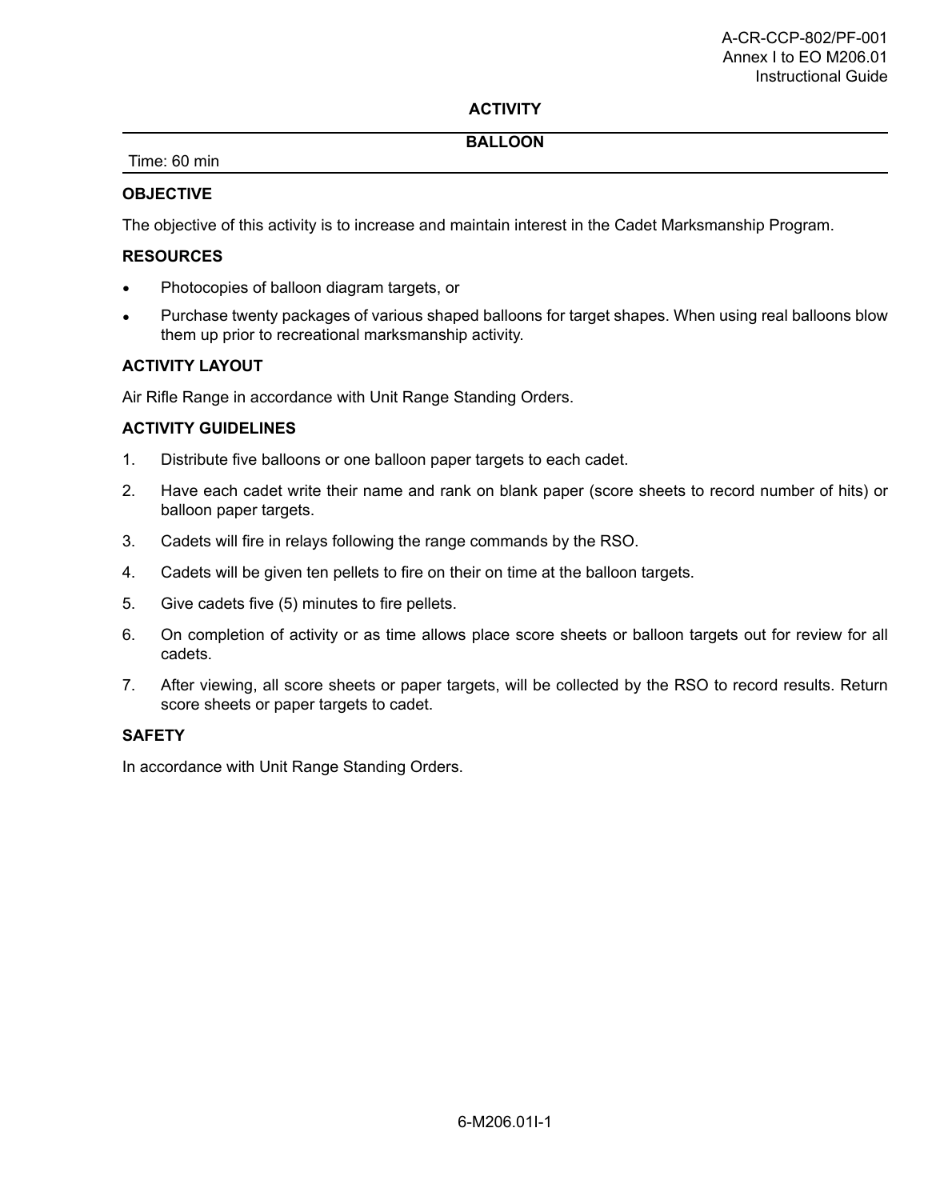## ACTIVITY

## BALLOON

Time: 60 min

### OBJECTIVE

The objective of this activity is to increase and maintain interest in the Cadet Marksmanship Program.

### RESOURCES

- Photocopies of balloon diagram targets, or
- Purchase twenty packages of various shaped balloons for target shapes. When using real balloons blow them up prior to recreational marksmanship activity.

### ACTIVITY LAYOUT

Air Rifle Range in accordance with Unit Range Standing Orders.

### ACTIVITY GUIDELINES

1. Distribute five balloons or one balloon paper targets to each cadet.
2. Have each cadet write their name and rank on blank paper (score sheets to record number of hits) or balloon paper targets.
3. Cadets will fire in relays following the range commands by the RSO.
4. Cadets will be given ten pellets to fire on their on time at the balloon targets.
5. Give cadets five (5) minutes to fire pellets.
6. On completion of activity or as time allows place score sheets or balloon targets out for review for all cadets.
7. After viewing, all score sheets or paper targets, will be collected by the RSO to record results. Return score sheets or paper targets to cadet.

### SAFETY

In accordance with Unit Range Standing Orders.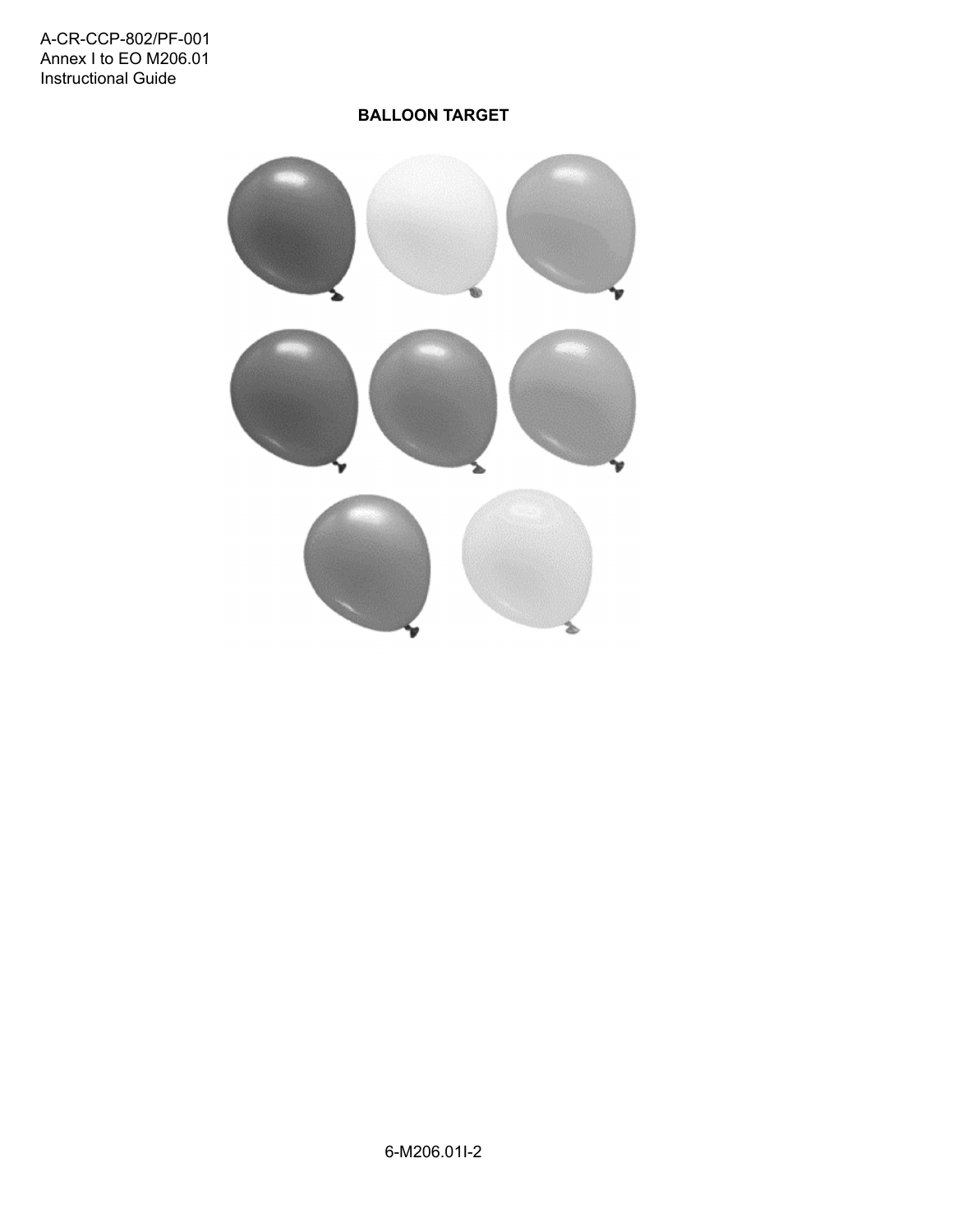**BALLOON TARGET**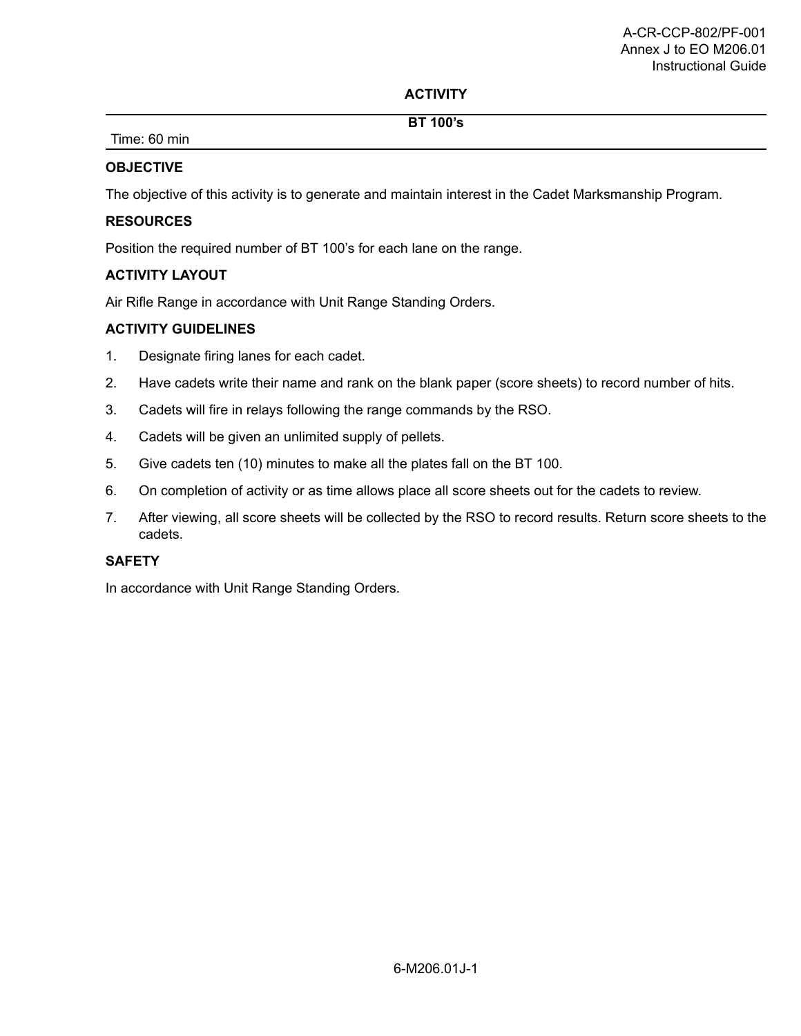## ACTIVITY

**BT 100's**

Time: 60 min

### OBJECTIVE

The objective of this activity is to generate and maintain interest in the Cadet Marksmanship Program.

### RESOURCES

Position the required number of BT 100's for each lane on the range.

### ACTIVITY LAYOUT

Air Rifle Range in accordance with Unit Range Standing Orders.

### ACTIVITY GUIDELINES

1. Designate firing lanes for each cadet.
2. Have cadets write their name and rank on the blank paper (score sheets) to record number of hits.
3. Cadets will fire in relays following the range commands by the RSO.
4. Cadets will be given an unlimited supply of pellets.
5. Give cadets ten (10) minutes to make all the plates fall on the BT 100.
6. On completion of activity or as time allows place all score sheets out for the cadets to review.
7. After viewing, all score sheets will be collected by the RSO to record results. Return score sheets to the cadets.

### SAFETY

In accordance with Unit Range Standing Orders.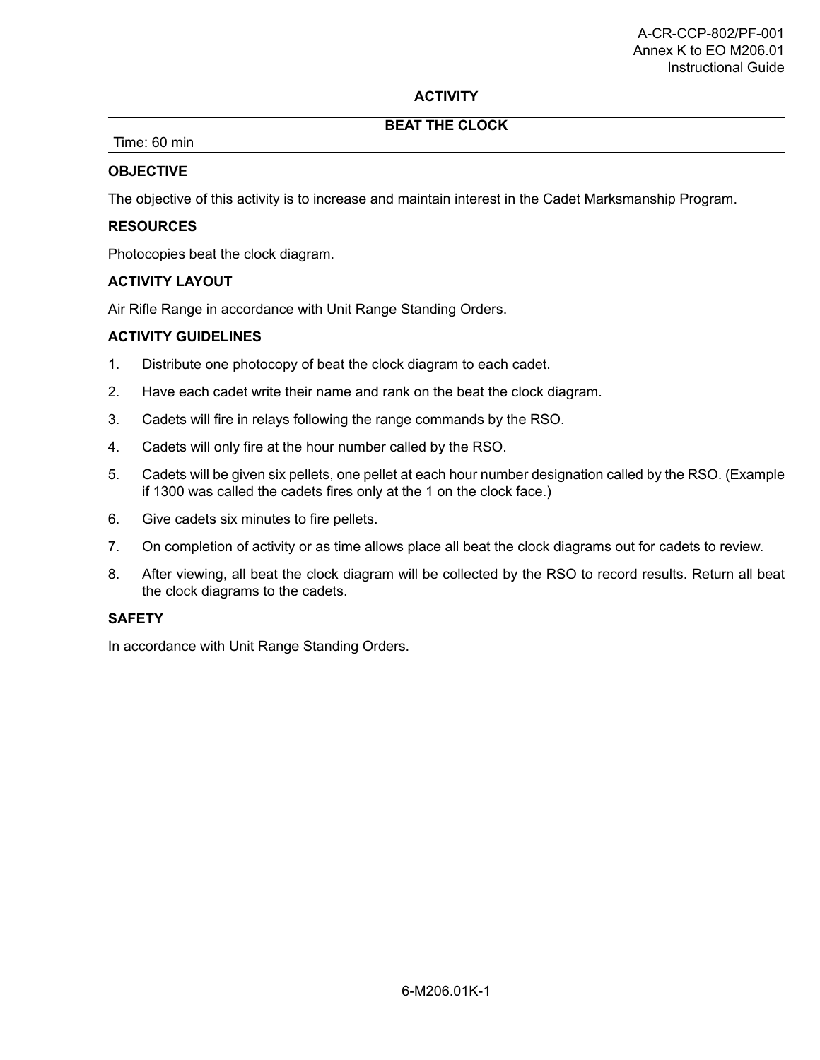## ACTIVITY

## BEAT THE CLOCK

Time: 60 min

### OBJECTIVE

The objective of this activity is to increase and maintain interest in the Cadet Marksmanship Program.

### RESOURCES

Photocopies beat the clock diagram.

### ACTIVITY LAYOUT

Air Rifle Range in accordance with Unit Range Standing Orders.

### ACTIVITY GUIDELINES

1. Distribute one photocopy of beat the clock diagram to each cadet.
2. Have each cadet write their name and rank on the beat the clock diagram.
3. Cadets will fire in relays following the range commands by the RSO.
4. Cadets will only fire at the hour number called by the RSO.
5. Cadets will be given six pellets, one pellet at each hour number designation called by the RSO. (Example if 1300 was called the cadets fires only at the 1 on the clock face.)
6. Give cadets six minutes to fire pellets.
7. On completion of activity or as time allows place all beat the clock diagrams out for cadets to review.
8. After viewing, all beat the clock diagram will be collected by the RSO to record results. Return all beat the clock diagrams to the cadets.

### SAFETY

In accordance with Unit Range Standing Orders.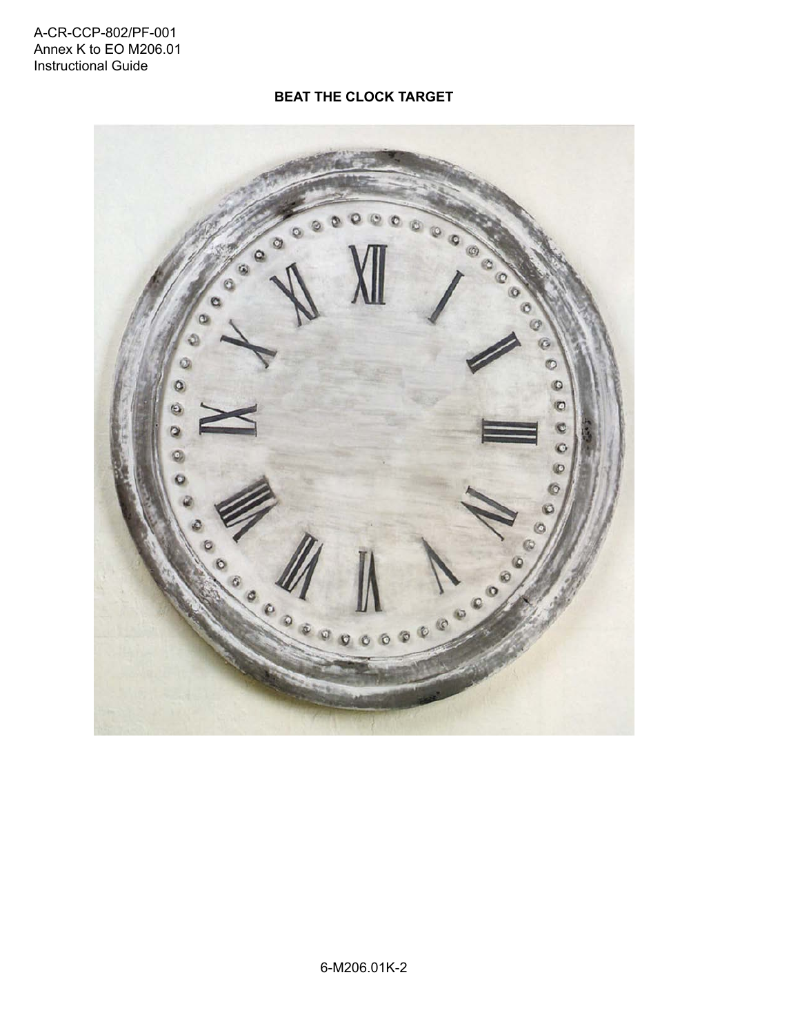A-CR-CCP-802/PF-001
Annex K to EO M206.01
Instructional Guide

## BEAT THE CLOCK TARGET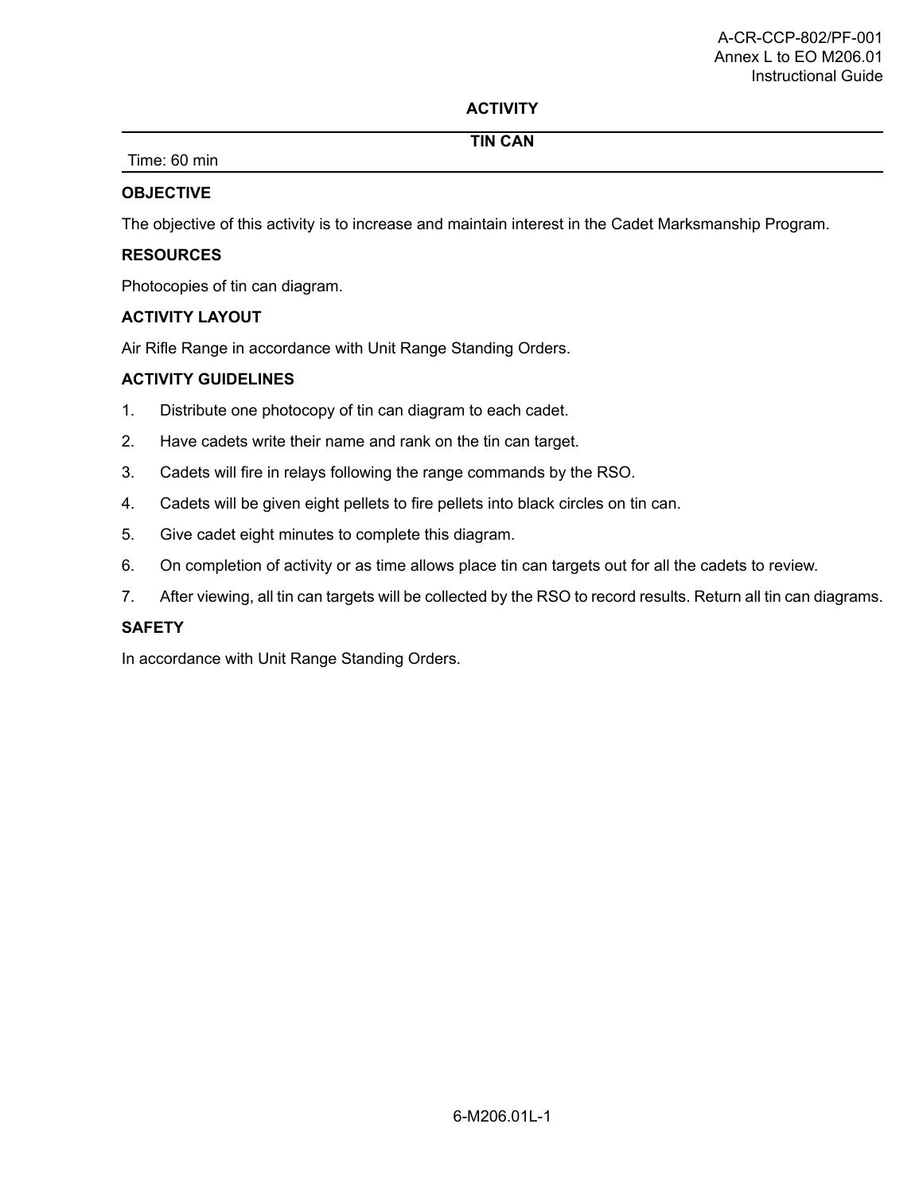## ACTIVITY

### TIN CAN

Time: 60 min

**OBJECTIVE**

The objective of this activity is to increase and maintain interest in the Cadet Marksmanship Program.

**RESOURCES**

Photocopies of tin can diagram.

**ACTIVITY LAYOUT**

Air Rifle Range in accordance with Unit Range Standing Orders.

**ACTIVITY GUIDELINES**

1. Distribute one photocopy of tin can diagram to each cadet.
2. Have cadets write their name and rank on the tin can target.
3. Cadets will fire in relays following the range commands by the RSO.
4. Cadets will be given eight pellets to fire pellets into black circles on tin can.
5. Give cadet eight minutes to complete this diagram.
6. On completion of activity or as time allows place tin can targets out for all the cadets to review.
7. After viewing, all tin can targets will be collected by the RSO to record results. Return all tin can diagrams.

**SAFETY**

In accordance with Unit Range Standing Orders.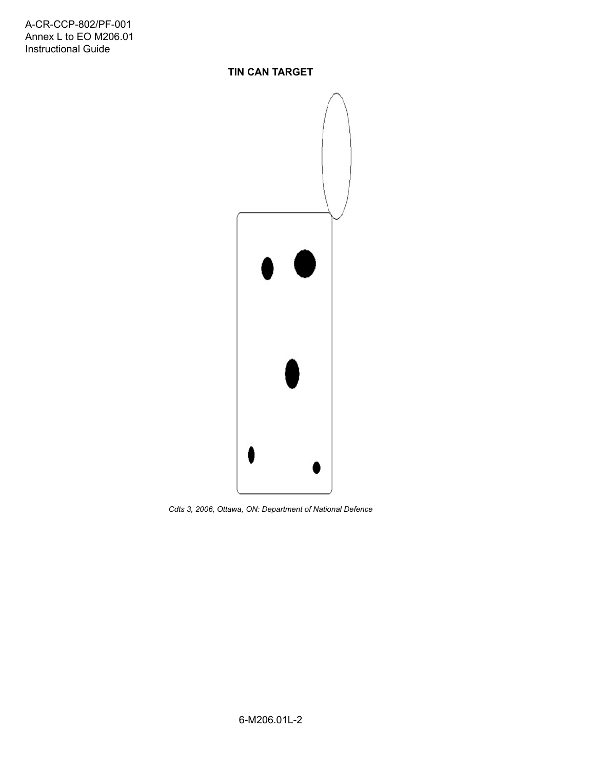**TIN CAN TARGET**

*Cdts 3, 2006, Ottawa, ON: Department of National Defence*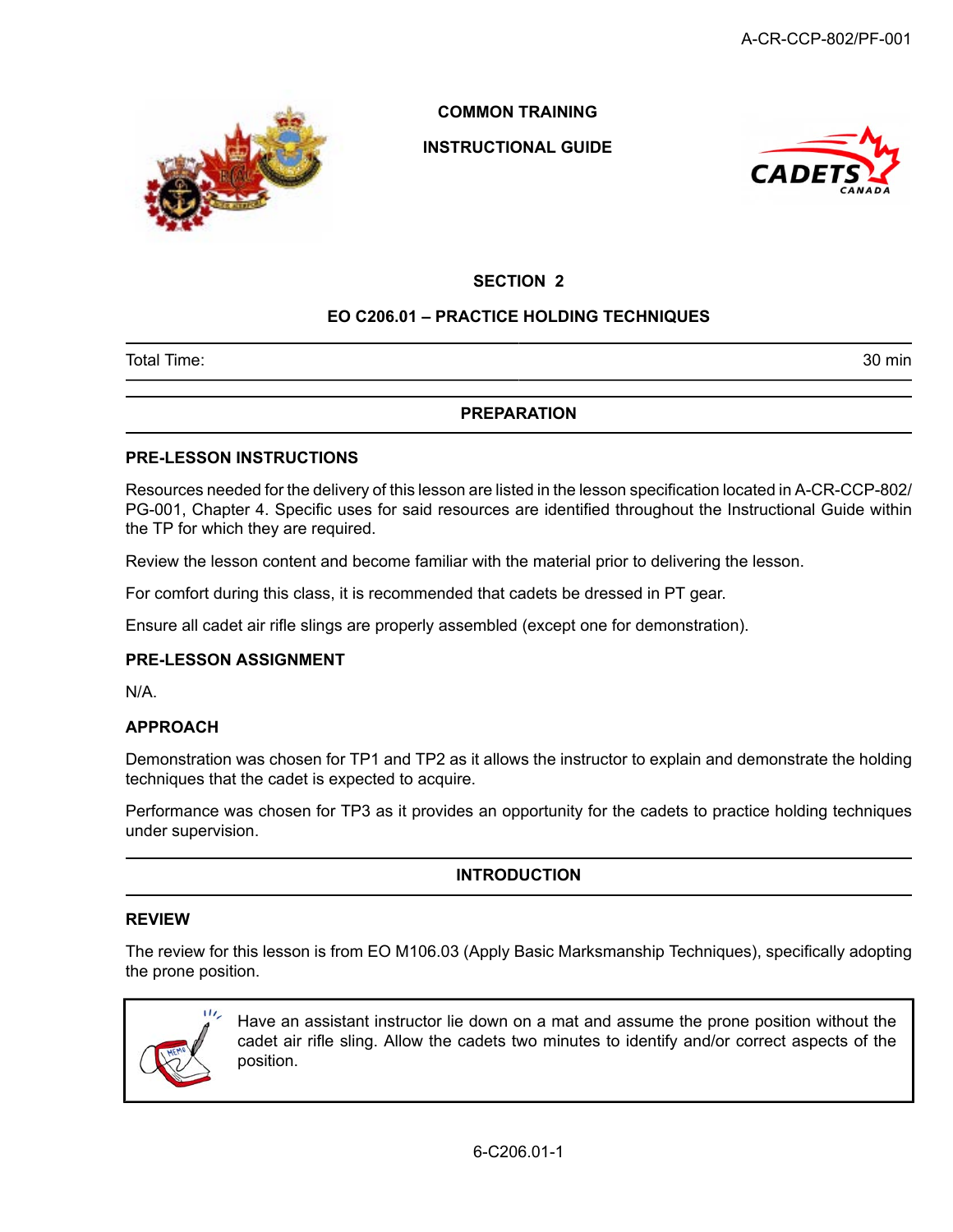# COMMON TRAINING

# INSTRUCTIONAL GUIDE

## SECTION 2

## EO C206.01 – PRACTICE HOLDING TECHNIQUES

| Total Time: | 30 min |
|---|---|

## PREPARATION

### PRE-LESSON INSTRUCTIONS

Resources needed for the delivery of this lesson are listed in the lesson specification located in A-CR-CCP-802/PG-001, Chapter 4. Specific uses for said resources are identified throughout the Instructional Guide within the TP for which they are required.

Review the lesson content and become familiar with the material prior to delivering the lesson.

For comfort during this class, it is recommended that cadets be dressed in PT gear.

Ensure all cadet air rifle slings are properly assembled (except one for demonstration).

### PRE-LESSON ASSIGNMENT

N/A.

### APPROACH

Demonstration was chosen for TP1 and TP2 as it allows the instructor to explain and demonstrate the holding techniques that the cadet is expected to acquire.

Performance was chosen for TP3 as it provides an opportunity for the cadets to practice holding techniques under supervision.

## INTRODUCTION

### REVIEW

The review for this lesson is from EO M106.03 (Apply Basic Marksmanship Techniques), specifically adopting the prone position.

> Have an assistant instructor lie down on a mat and assume the prone position without the cadet air rifle sling. Allow the cadets two minutes to identify and/or correct aspects of the position.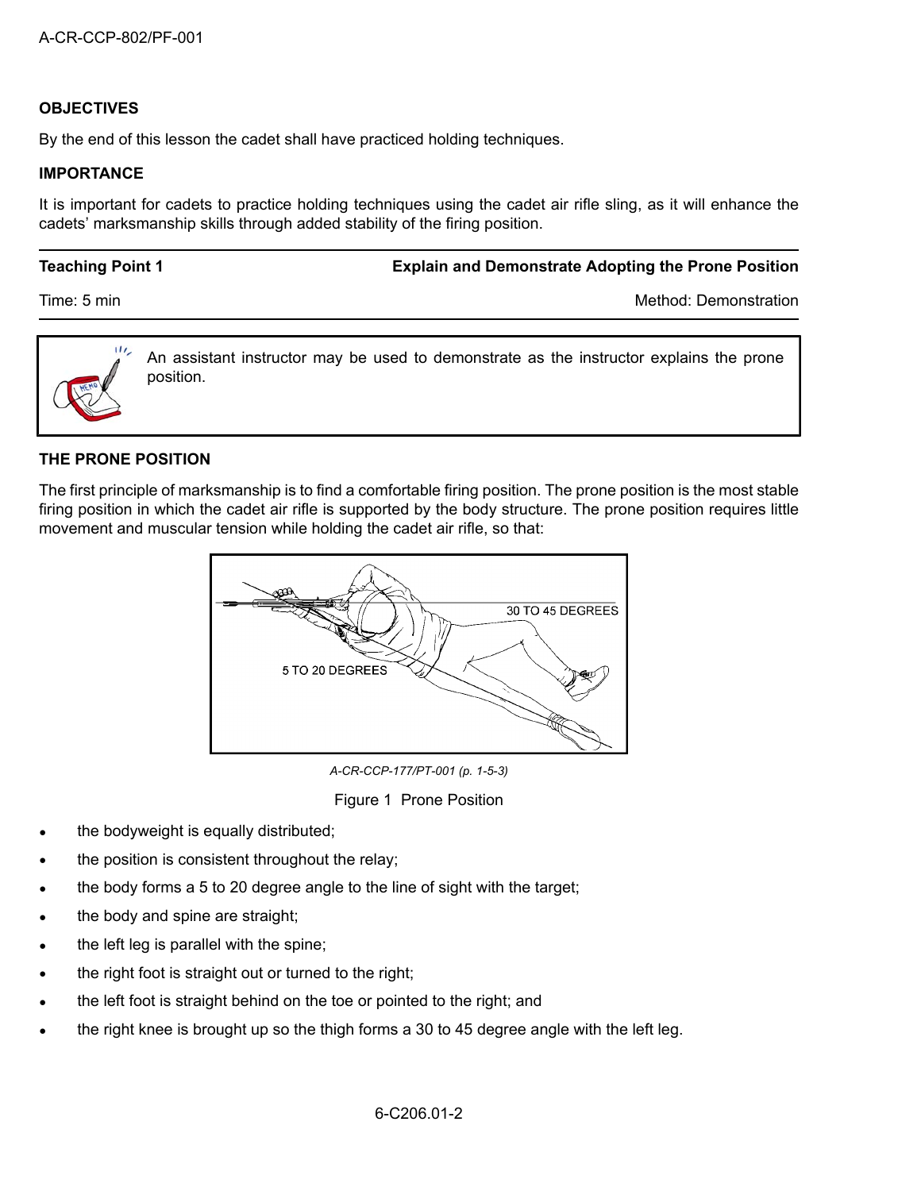## OBJECTIVES

By the end of this lesson the cadet shall have practiced holding techniques.

## IMPORTANCE

It is important for cadets to practice holding techniques using the cadet air rifle sling, as it will enhance the cadets' marksmanship skills through added stability of the firing position.

| **Teaching Point 1** | **Explain and Demonstrate Adopting the Prone Position** |
|---|---|
| Time: 5 min | Method: Demonstration |

> An assistant instructor may be used to demonstrate as the instructor explains the prone position.

### THE PRONE POSITION

The first principle of marksmanship is to find a comfortable firing position. The prone position is the most stable firing position in which the cadet air rifle is supported by the body structure. The prone position requires little movement and muscular tension while holding the cadet air rifle, so that:

30 TO 45 DEGREES

5 TO 20 DEGREES

*A-CR-CCP-177/PT-001 (p. 1-5-3)*

Figure 1 Prone Position

- the bodyweight is equally distributed;
- the position is consistent throughout the relay;
- the body forms a 5 to 20 degree angle to the line of sight with the target;
- the body and spine are straight;
- the left leg is parallel with the spine;
- the right foot is straight out or turned to the right;
- the left foot is straight behind on the toe or pointed to the right; and
- the right knee is brought up so the thigh forms a 30 to 45 degree angle with the left leg.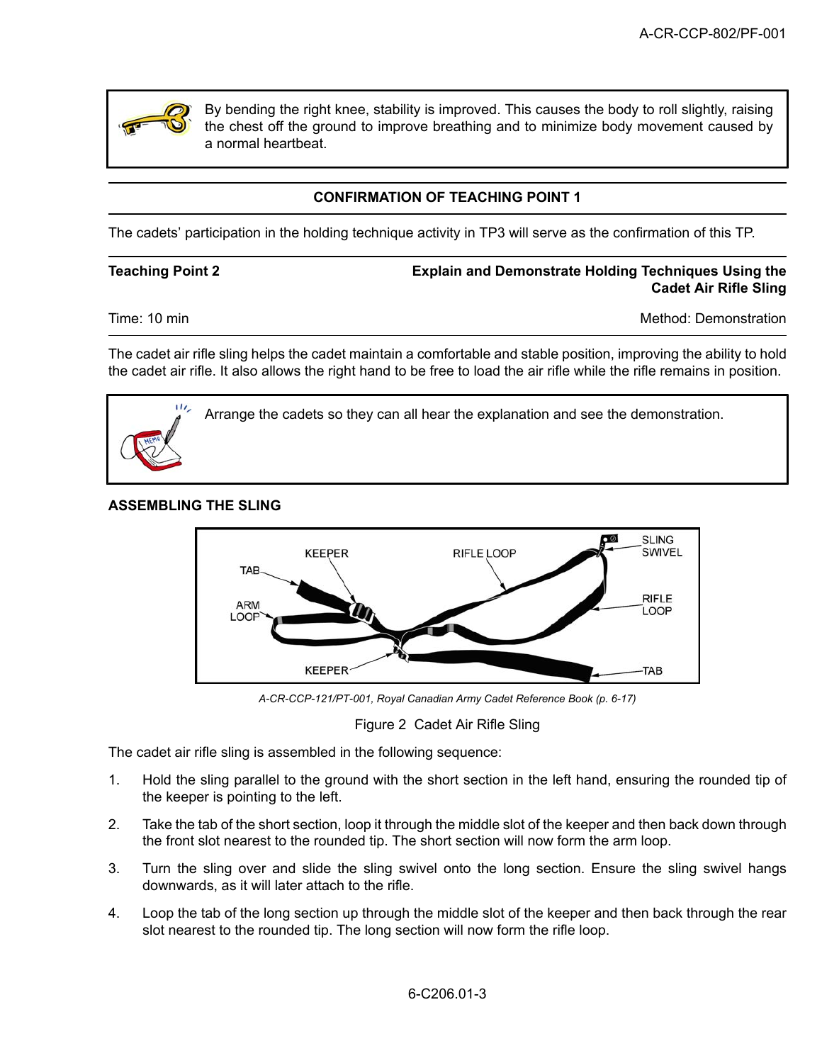By bending the right knee, stability is improved. This causes the body to roll slightly, raising the chest off the ground to improve breathing and to minimize body movement caused by a normal heartbeat.

**CONFIRMATION OF TEACHING POINT 1**

The cadets' participation in the holding technique activity in TP3 will serve as the confirmation of this TP.

| **Teaching Point 2** | **Explain and Demonstrate Holding Techniques Using the Cadet Air Rifle Sling** |
|---|---|
| Time: 10 min | Method: Demonstration |

The cadet air rifle sling helps the cadet maintain a comfortable and stable position, improving the ability to hold the cadet air rifle. It also allows the right hand to be free to load the air rifle while the rifle remains in position.

Arrange the cadets so they can all hear the explanation and see the demonstration.

**ASSEMBLING THE SLING**

*A-CR-CCP-121/PT-001, Royal Canadian Army Cadet Reference Book (p. 6-17)*

Figure 2 Cadet Air Rifle Sling

The cadet air rifle sling is assembled in the following sequence:

1. Hold the sling parallel to the ground with the short section in the left hand, ensuring the rounded tip of the keeper is pointing to the left.
2. Take the tab of the short section, loop it through the middle slot of the keeper and then back down through the front slot nearest to the rounded tip. The short section will now form the arm loop.
3. Turn the sling over and slide the sling swivel onto the long section. Ensure the sling swivel hangs downwards, as it will later attach to the rifle.
4. Loop the tab of the long section up through the middle slot of the keeper and then back through the rear slot nearest to the rounded tip. The long section will now form the rifle loop.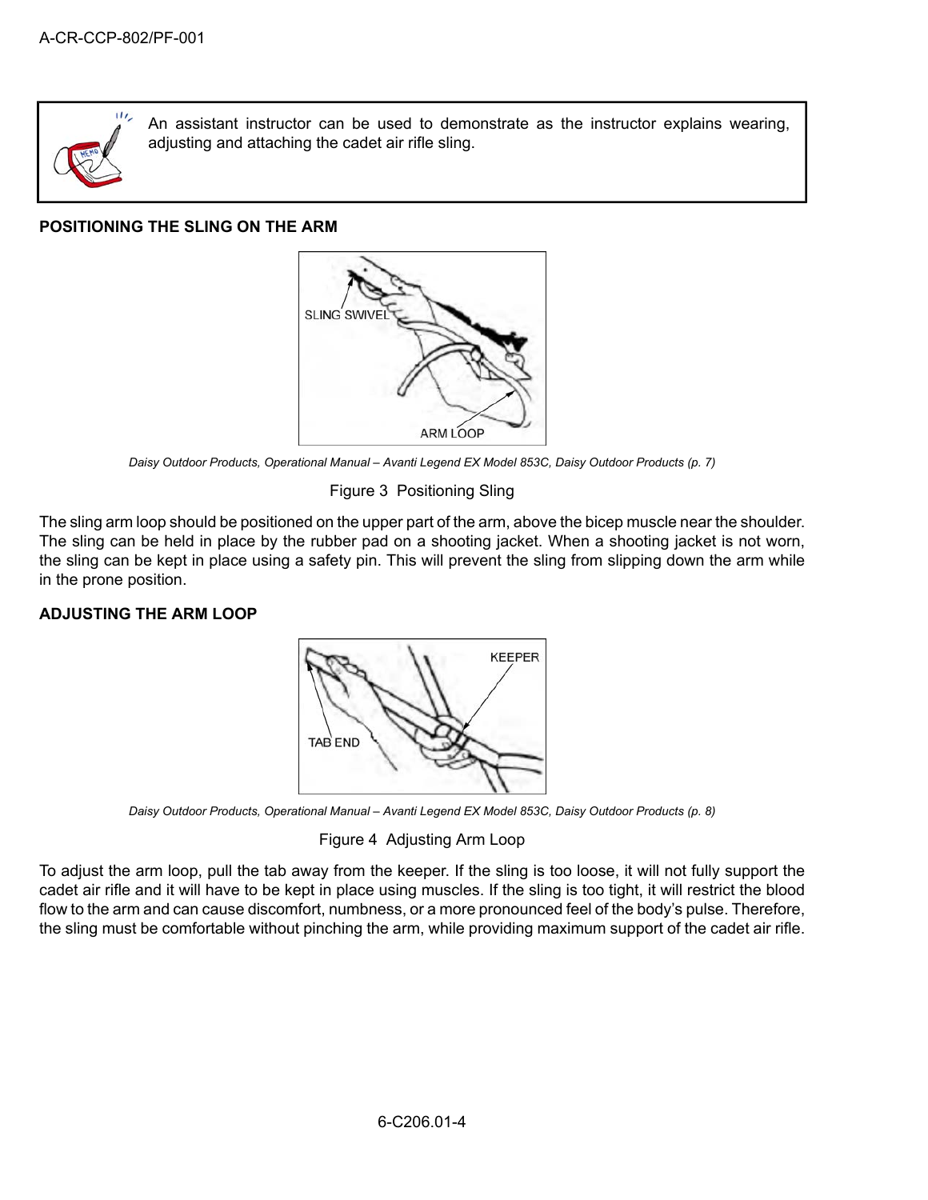An assistant instructor can be used to demonstrate as the instructor explains wearing, adjusting and attaching the cadet air rifle sling.

## POSITIONING THE SLING ON THE ARM

*Daisy Outdoor Products, Operational Manual – Avanti Legend EX Model 853C, Daisy Outdoor Products (p. 7)*

Figure 3 Positioning Sling

The sling arm loop should be positioned on the upper part of the arm, above the bicep muscle near the shoulder. The sling can be held in place by the rubber pad on a shooting jacket. When a shooting jacket is not worn, the sling can be kept in place using a safety pin. This will prevent the sling from slipping down the arm while in the prone position.

## ADJUSTING THE ARM LOOP

*Daisy Outdoor Products, Operational Manual – Avanti Legend EX Model 853C, Daisy Outdoor Products (p. 8)*

Figure 4 Adjusting Arm Loop

To adjust the arm loop, pull the tab away from the keeper. If the sling is too loose, it will not fully support the cadet air rifle and it will have to be kept in place using muscles. If the sling is too tight, it will restrict the blood flow to the arm and can cause discomfort, numbness, or a more pronounced feel of the body's pulse. Therefore, the sling must be comfortable without pinching the arm, while providing maximum support of the cadet air rifle.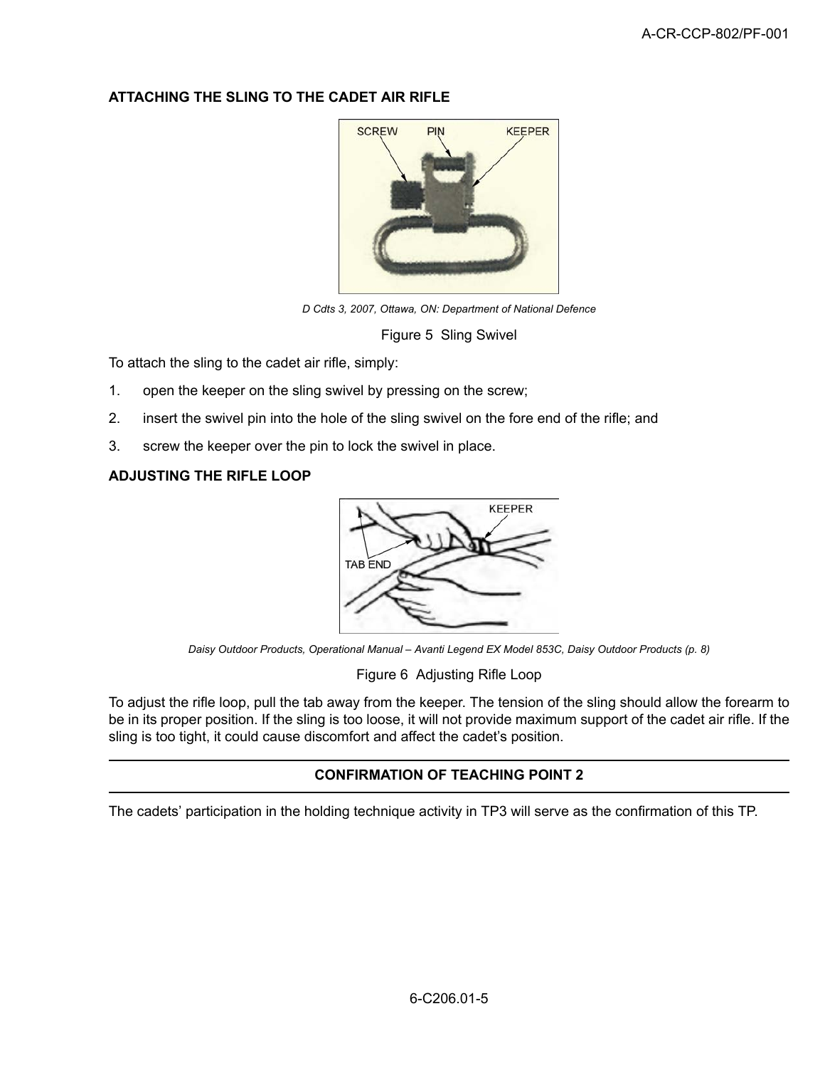### ATTACHING THE SLING TO THE CADET AIR RIFLE

*D Cdts 3, 2007, Ottawa, ON: Department of National Defence*

Figure 5 Sling Swivel

To attach the sling to the cadet air rifle, simply:

1. open the keeper on the sling swivel by pressing on the screw;
2. insert the swivel pin into the hole of the sling swivel on the fore end of the rifle; and
3. screw the keeper over the pin to lock the swivel in place.

### ADJUSTING THE RIFLE LOOP

*Daisy Outdoor Products, Operational Manual – Avanti Legend EX Model 853C, Daisy Outdoor Products (p. 8)*

Figure 6 Adjusting Rifle Loop

To adjust the rifle loop, pull the tab away from the keeper. The tension of the sling should allow the forearm to be in its proper position. If the sling is too loose, it will not provide maximum support of the cadet air rifle. If the sling is too tight, it could cause discomfort and affect the cadet's position.

---

### CONFIRMATION OF TEACHING POINT 2

---

The cadets' participation in the holding technique activity in TP3 will serve as the confirmation of this TP.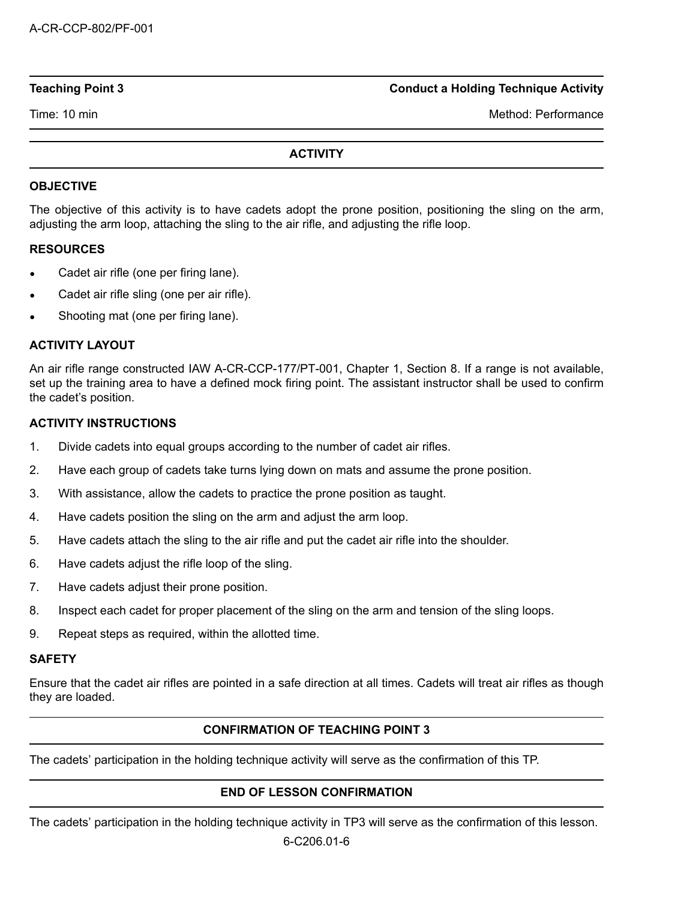**Teaching Point 3** | **Conduct a Holding Technique Activity**

Time: 10 min | Method: Performance

## ACTIVITY

### OBJECTIVE

The objective of this activity is to have cadets adopt the prone position, positioning the sling on the arm, adjusting the arm loop, attaching the sling to the air rifle, and adjusting the rifle loop.

### RESOURCES

- Cadet air rifle (one per firing lane).
- Cadet air rifle sling (one per air rifle).
- Shooting mat (one per firing lane).

### ACTIVITY LAYOUT

An air rifle range constructed IAW A-CR-CCP-177/PT-001, Chapter 1, Section 8. If a range is not available, set up the training area to have a defined mock firing point. The assistant instructor shall be used to confirm the cadet's position.

### ACTIVITY INSTRUCTIONS

1. Divide cadets into equal groups according to the number of cadet air rifles.
2. Have each group of cadets take turns lying down on mats and assume the prone position.
3. With assistance, allow the cadets to practice the prone position as taught.
4. Have cadets position the sling on the arm and adjust the arm loop.
5. Have cadets attach the sling to the air rifle and put the cadet air rifle into the shoulder.
6. Have cadets adjust the rifle loop of the sling.
7. Have cadets adjust their prone position.
8. Inspect each cadet for proper placement of the sling on the arm and tension of the sling loops.
9. Repeat steps as required, within the allotted time.

### SAFETY

Ensure that the cadet air rifles are pointed in a safe direction at all times. Cadets will treat air rifles as though they are loaded.

## CONFIRMATION OF TEACHING POINT 3

The cadets' participation in the holding technique activity will serve as the confirmation of this TP.

## END OF LESSON CONFIRMATION

The cadets' participation in the holding technique activity in TP3 will serve as the confirmation of this lesson.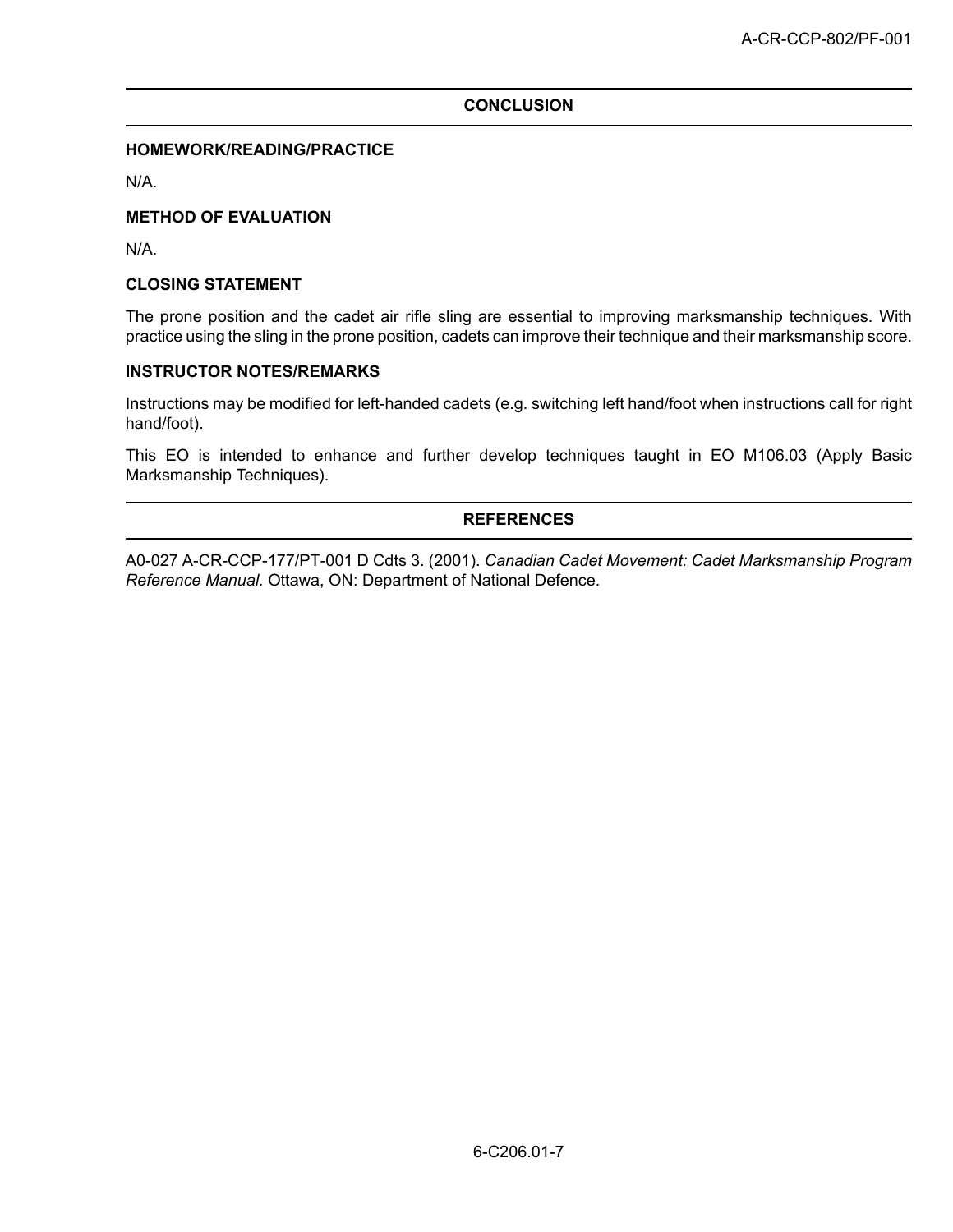## CONCLUSION

### HOMEWORK/READING/PRACTICE

N/A.

### METHOD OF EVALUATION

N/A.

### CLOSING STATEMENT

The prone position and the cadet air rifle sling are essential to improving marksmanship techniques. With practice using the sling in the prone position, cadets can improve their technique and their marksmanship score.

### INSTRUCTOR NOTES/REMARKS

Instructions may be modified for left-handed cadets (e.g. switching left hand/foot when instructions call for right hand/foot).

This EO is intended to enhance and further develop techniques taught in EO M106.03 (Apply Basic Marksmanship Techniques).

## REFERENCES

A0-027 A-CR-CCP-177/PT-001 D Cdts 3. (2001). *Canadian Cadet Movement: Cadet Marksmanship Program Reference Manual.* Ottawa, ON: Department of National Defence.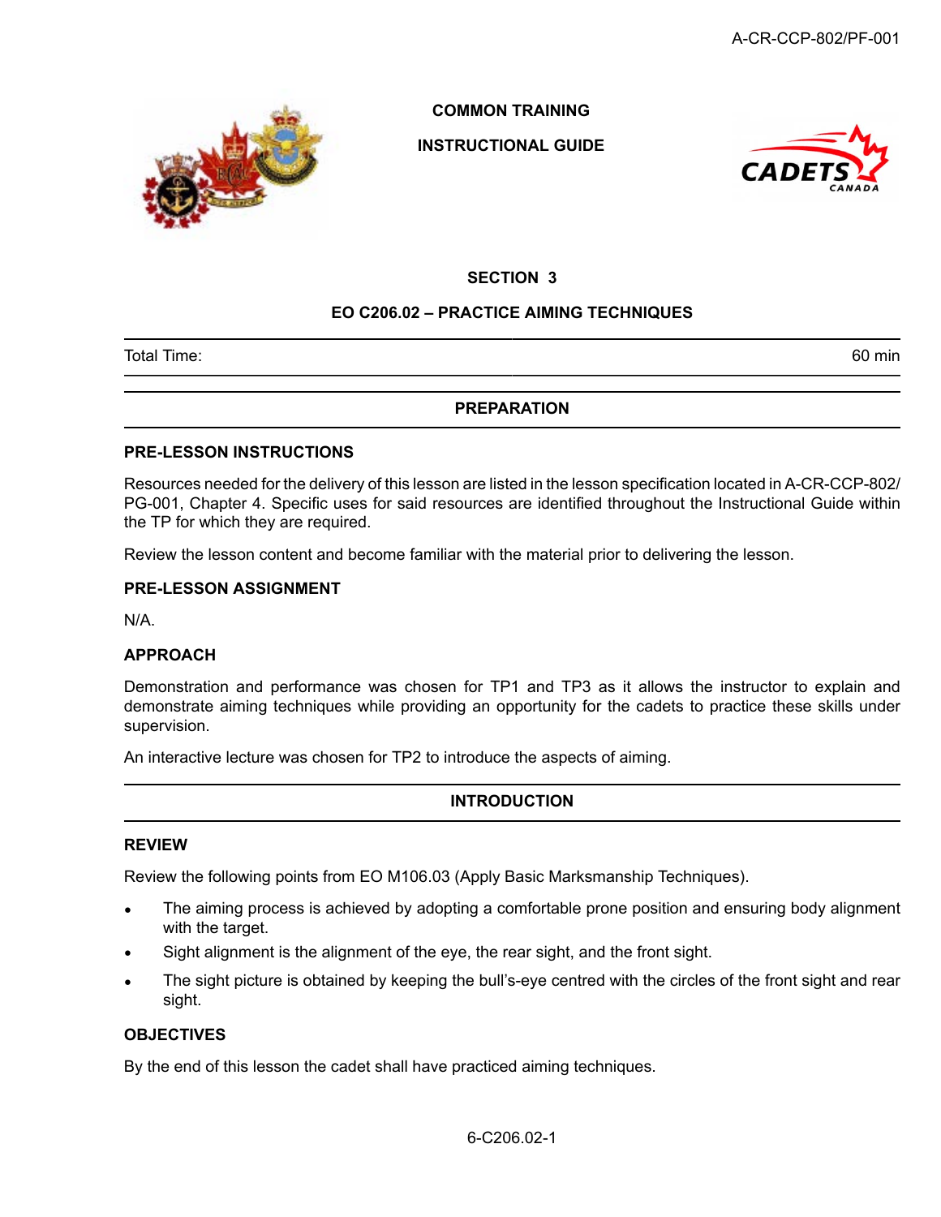COMMON TRAINING

INSTRUCTIONAL GUIDE

## SECTION 3

## EO C206.02 – PRACTICE AIMING TECHNIQUES

| Total Time: | 60 min |
|---|---|

## PREPARATION

### PRE-LESSON INSTRUCTIONS

Resources needed for the delivery of this lesson are listed in the lesson specification located in A-CR-CCP-802/PG-001, Chapter 4. Specific uses for said resources are identified throughout the Instructional Guide within the TP for which they are required.

Review the lesson content and become familiar with the material prior to delivering the lesson.

### PRE-LESSON ASSIGNMENT

N/A.

### APPROACH

Demonstration and performance was chosen for TP1 and TP3 as it allows the instructor to explain and demonstrate aiming techniques while providing an opportunity for the cadets to practice these skills under supervision.

An interactive lecture was chosen for TP2 to introduce the aspects of aiming.

## INTRODUCTION

### REVIEW

Review the following points from EO M106.03 (Apply Basic Marksmanship Techniques).

- The aiming process is achieved by adopting a comfortable prone position and ensuring body alignment with the target.
- Sight alignment is the alignment of the eye, the rear sight, and the front sight.
- The sight picture is obtained by keeping the bull's-eye centred with the circles of the front sight and rear sight.

### OBJECTIVES

By the end of this lesson the cadet shall have practiced aiming techniques.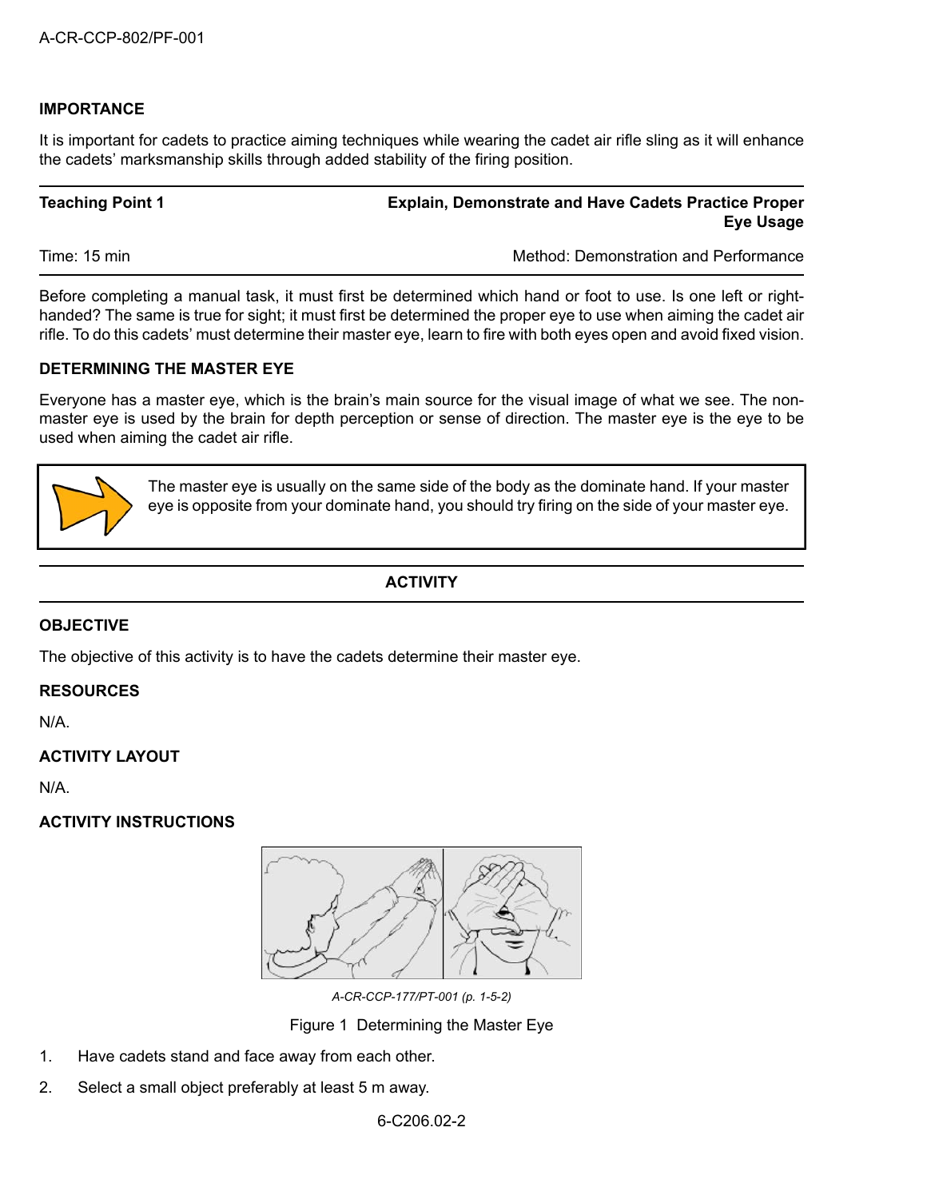## IMPORTANCE

It is important for cadets to practice aiming techniques while wearing the cadet air rifle sling as it will enhance the cadets' marksmanship skills through added stability of the firing position.

| Teaching Point 1 | Explain, Demonstrate and Have Cadets Practice Proper Eye Usage |
|---|---|
| Time: 15 min | Method: Demonstration and Performance |

Before completing a manual task, it must first be determined which hand or foot to use. Is one left or right-handed? The same is true for sight; it must first be determined the proper eye to use when aiming the cadet air rifle. To do this cadets' must determine their master eye, learn to fire with both eyes open and avoid fixed vision.

## DETERMINING THE MASTER EYE

Everyone has a master eye, which is the brain's main source for the visual image of what we see. The non-master eye is used by the brain for depth perception or sense of direction. The master eye is the eye to be used when aiming the cadet air rifle.

> The master eye is usually on the same side of the body as the dominate hand. If your master eye is opposite from your dominate hand, you should try firing on the side of your master eye.

## ACTIVITY

### OBJECTIVE

The objective of this activity is to have the cadets determine their master eye.

### RESOURCES

N/A.

### ACTIVITY LAYOUT

N/A.

### ACTIVITY INSTRUCTIONS

*A-CR-CCP-177/PT-001 (p. 1-5-2)*

Figure 1 Determining the Master Eye

1. Have cadets stand and face away from each other.
2. Select a small object preferably at least 5 m away.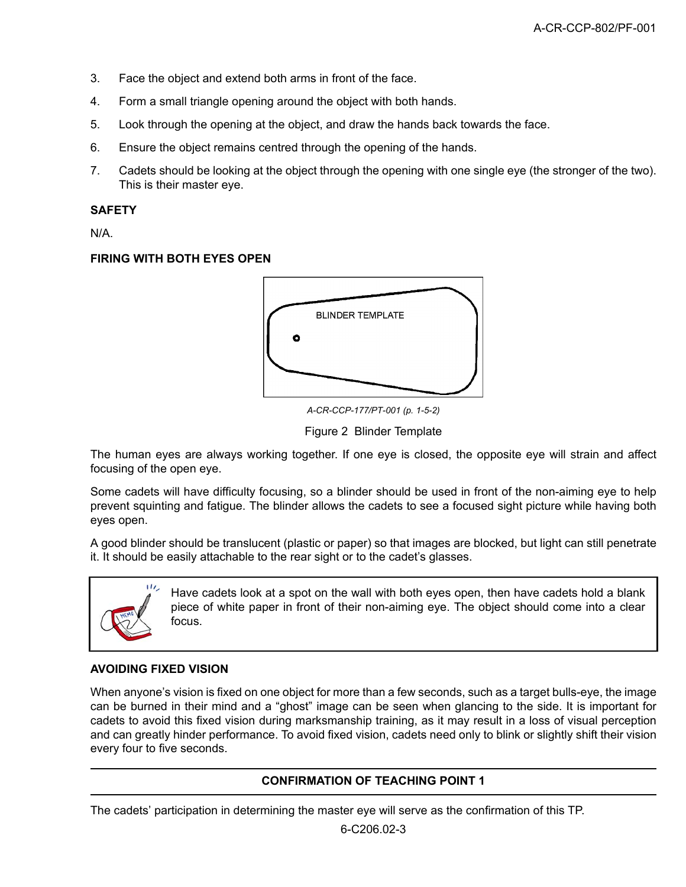3. Face the object and extend both arms in front of the face.
4. Form a small triangle opening around the object with both hands.
5. Look through the opening at the object, and draw the hands back towards the face.
6. Ensure the object remains centred through the opening of the hands.
7. Cadets should be looking at the object through the opening with one single eye (the stronger of the two). This is their master eye.

**SAFETY**

N/A.

**FIRING WITH BOTH EYES OPEN**

BLINDER TEMPLATE

*A-CR-CCP-177/PT-001 (p. 1-5-2)*

Figure 2 Blinder Template

The human eyes are always working together. If one eye is closed, the opposite eye will strain and affect focusing of the open eye.

Some cadets will have difficulty focusing, so a blinder should be used in front of the non-aiming eye to help prevent squinting and fatigue. The blinder allows the cadets to see a focused sight picture while having both eyes open.

A good blinder should be translucent (plastic or paper) so that images are blocked, but light can still penetrate it. It should be easily attachable to the rear sight or to the cadet's glasses.

> Have cadets look at a spot on the wall with both eyes open, then have cadets hold a blank piece of white paper in front of their non-aiming eye. The object should come into a clear focus.

**AVOIDING FIXED VISION**

When anyone's vision is fixed on one object for more than a few seconds, such as a target bulls-eye, the image can be burned in their mind and a "ghost" image can be seen when glancing to the side. It is important for cadets to avoid this fixed vision during marksmanship training, as it may result in a loss of visual perception and can greatly hinder performance. To avoid fixed vision, cadets need only to blink or slightly shift their vision every four to five seconds.

**CONFIRMATION OF TEACHING POINT 1**

The cadets' participation in determining the master eye will serve as the confirmation of this TP.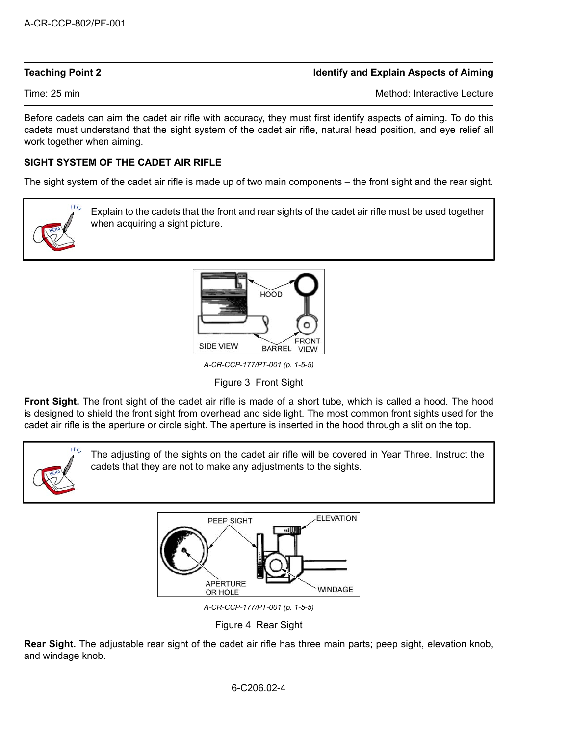**Teaching Point 2** **Identify and Explain Aspects of Aiming**

Time: 25 min Method: Interactive Lecture

Before cadets can aim the cadet air rifle with accuracy, they must first identify aspects of aiming. To do this cadets must understand that the sight system of the cadet air rifle, natural head position, and eye relief all work together when aiming.

**SIGHT SYSTEM OF THE CADET AIR RIFLE**

The sight system of the cadet air rifle is made up of two main components – the front sight and the rear sight.

> Explain to the cadets that the front and rear sights of the cadet air rifle must be used together when acquiring a sight picture.

*A-CR-CCP-177/PT-001 (p. 1-5-5)*

Figure 3 Front Sight

**Front Sight.** The front sight of the cadet air rifle is made of a short tube, which is called a hood. The hood is designed to shield the front sight from overhead and side light. The most common front sights used for the cadet air rifle is the aperture or circle sight. The aperture is inserted in the hood through a slit on the top.

> The adjusting of the sights on the cadet air rifle will be covered in Year Three. Instruct the cadets that they are not to make any adjustments to the sights.

*A-CR-CCP-177/PT-001 (p. 1-5-5)*

Figure 4 Rear Sight

**Rear Sight.** The adjustable rear sight of the cadet air rifle has three main parts; peep sight, elevation knob, and windage knob.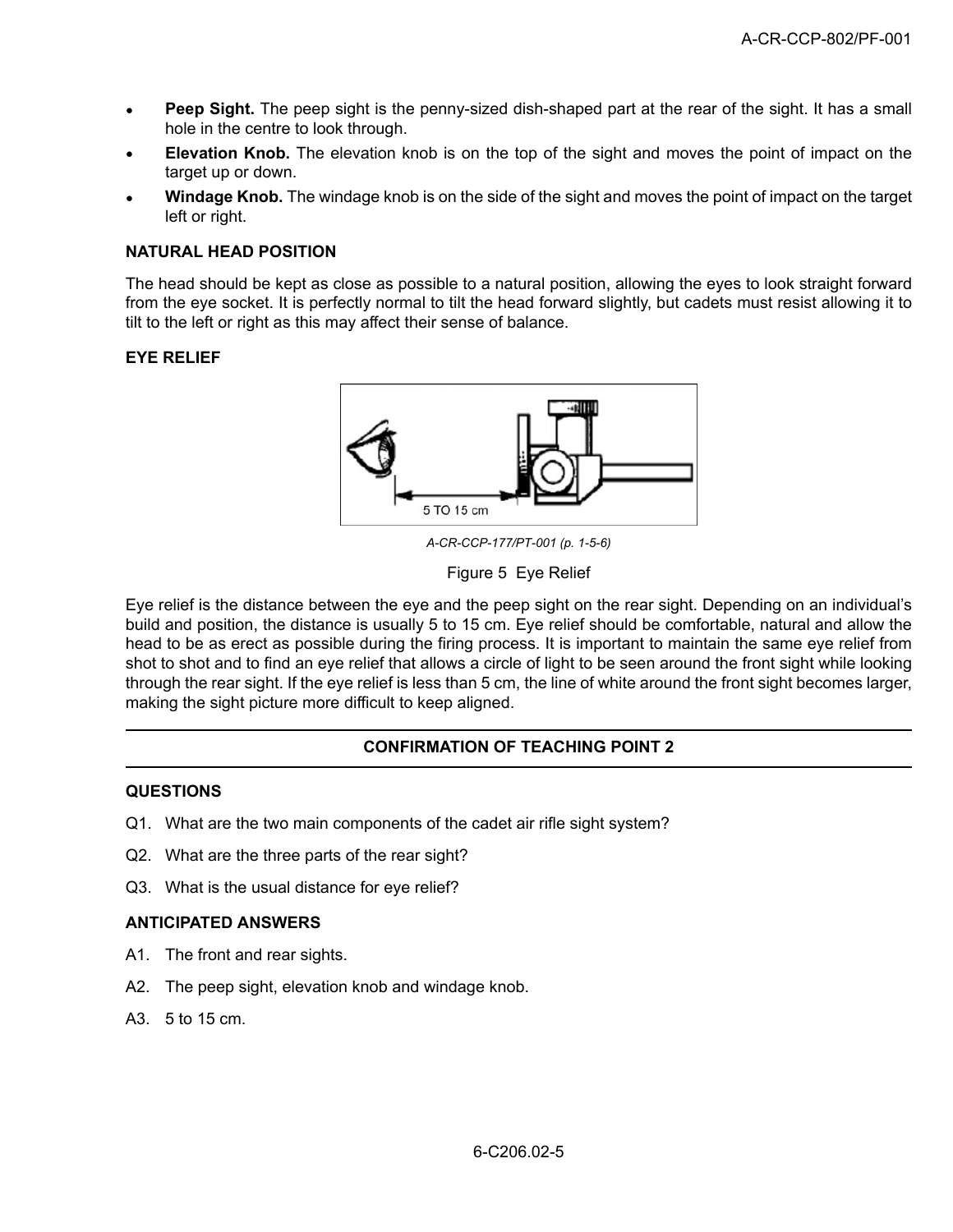- **Peep Sight.** The peep sight is the penny-sized dish-shaped part at the rear of the sight. It has a small hole in the centre to look through.
- **Elevation Knob.** The elevation knob is on the top of the sight and moves the point of impact on the target up or down.
- **Windage Knob.** The windage knob is on the side of the sight and moves the point of impact on the target left or right.

**NATURAL HEAD POSITION**

The head should be kept as close as possible to a natural position, allowing the eyes to look straight forward from the eye socket. It is perfectly normal to tilt the head forward slightly, but cadets must resist allowing it to tilt to the left or right as this may affect their sense of balance.

**EYE RELIEF**

*A-CR-CCP-177/PT-001 (p. 1-5-6)*

Figure 5 Eye Relief

Eye relief is the distance between the eye and the peep sight on the rear sight. Depending on an individual's build and position, the distance is usually 5 to 15 cm. Eye relief should be comfortable, natural and allow the head to be as erect as possible during the firing process. It is important to maintain the same eye relief from shot to shot and to find an eye relief that allows a circle of light to be seen around the front sight while looking through the rear sight. If the eye relief is less than 5 cm, the line of white around the front sight becomes larger, making the sight picture more difficult to keep aligned.

---

**CONFIRMATION OF TEACHING POINT 2**

---

**QUESTIONS**

Q1. What are the two main components of the cadet air rifle sight system?

Q2. What are the three parts of the rear sight?

Q3. What is the usual distance for eye relief?

**ANTICIPATED ANSWERS**

A1. The front and rear sights.

A2. The peep sight, elevation knob and windage knob.

A3. 5 to 15 cm.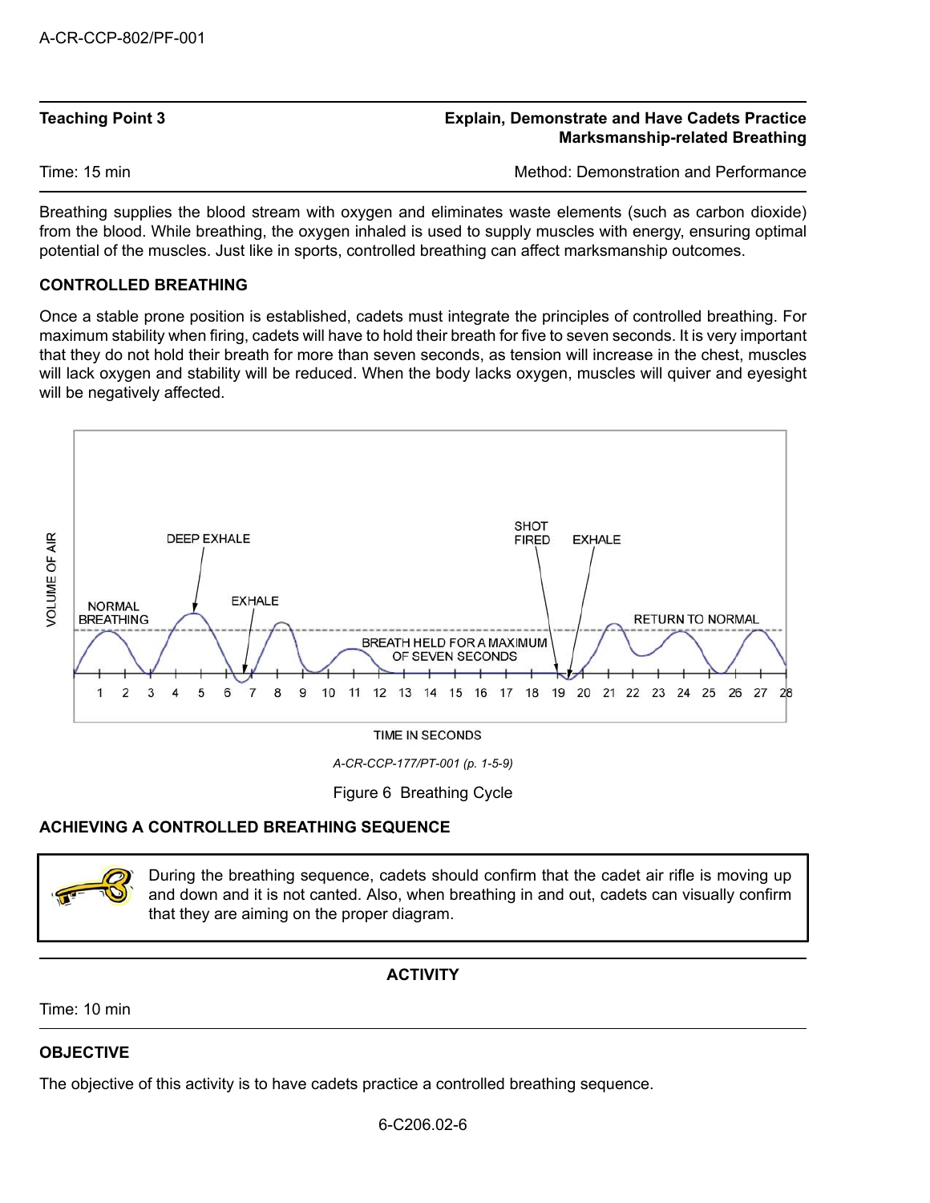| Teaching Point 3 | Explain, Demonstrate and Have Cadets Practice Marksmanship-related Breathing |
|---|---|
| Time: 15 min | Method: Demonstration and Performance |

Breathing supplies the blood stream with oxygen and eliminates waste elements (such as carbon dioxide) from the blood. While breathing, the oxygen inhaled is used to supply muscles with energy, ensuring optimal potential of the muscles. Just like in sports, controlled breathing can affect marksmanship outcomes.

## CONTROLLED BREATHING

Once a stable prone position is established, cadets must integrate the principles of controlled breathing. For maximum stability when firing, cadets will have to hold their breath for five to seven seconds. It is very important that they do not hold their breath for more than seven seconds, as tension will increase in the chest, muscles will lack oxygen and stability will be reduced. When the body lacks oxygen, muscles will quiver and eyesight will be negatively affected.

*A-CR-CCP-177/PT-001 (p. 1-5-9)*

Figure 6 Breathing Cycle

## ACHIEVING A CONTROLLED BREATHING SEQUENCE

> During the breathing sequence, cadets should confirm that the cadet air rifle is moving up and down and it is not canted. Also, when breathing in and out, cadets can visually confirm that they are aiming on the proper diagram.

**ACTIVITY**

Time: 10 min

## OBJECTIVE

The objective of this activity is to have cadets practice a controlled breathing sequence.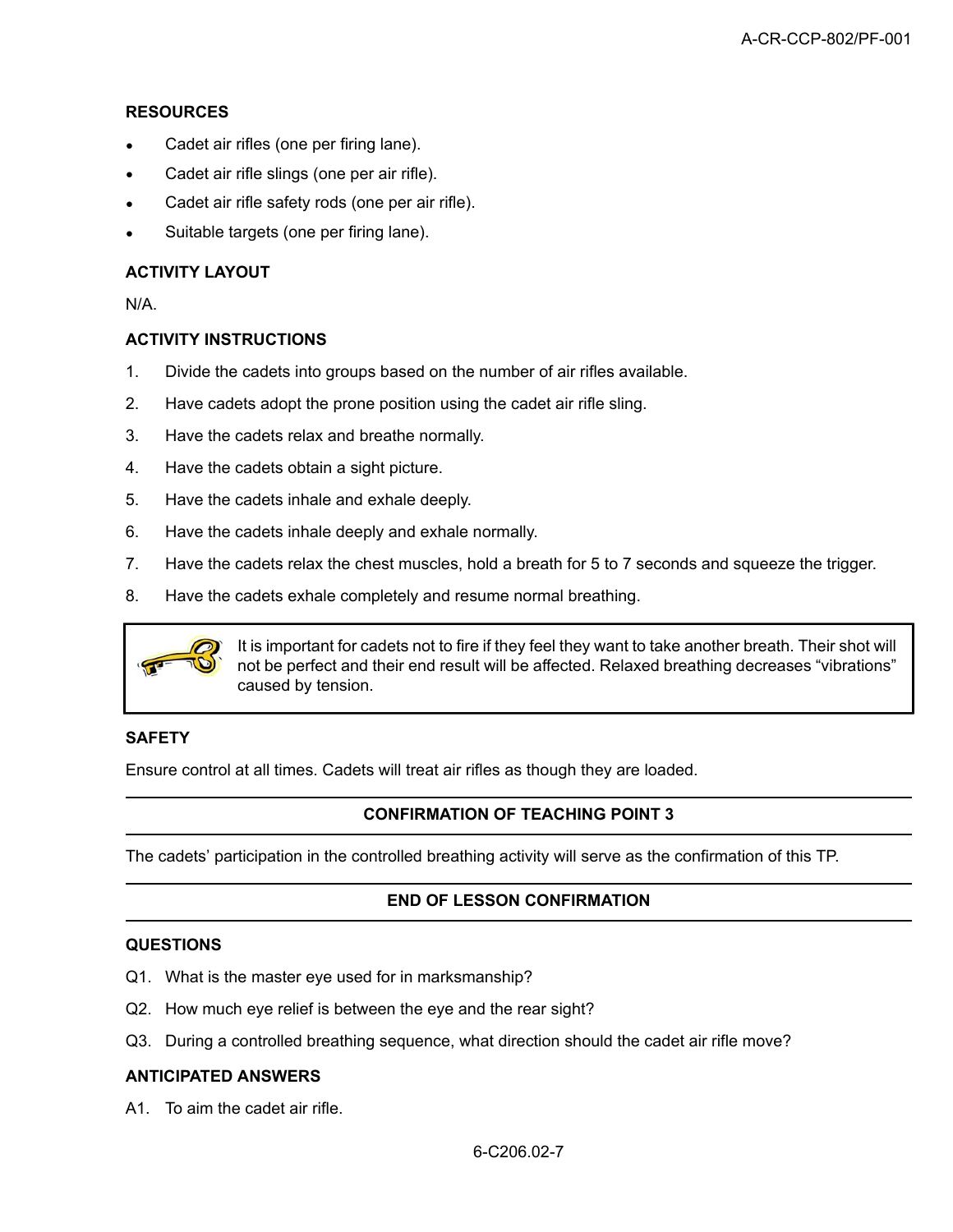**RESOURCES**

- Cadet air rifles (one per firing lane).
- Cadet air rifle slings (one per air rifle).
- Cadet air rifle safety rods (one per air rifle).
- Suitable targets (one per firing lane).

**ACTIVITY LAYOUT**

N/A.

**ACTIVITY INSTRUCTIONS**

1. Divide the cadets into groups based on the number of air rifles available.
2. Have cadets adopt the prone position using the cadet air rifle sling.
3. Have the cadets relax and breathe normally.
4. Have the cadets obtain a sight picture.
5. Have the cadets inhale and exhale deeply.
6. Have the cadets inhale deeply and exhale normally.
7. Have the cadets relax the chest muscles, hold a breath for 5 to 7 seconds and squeeze the trigger.
8. Have the cadets exhale completely and resume normal breathing.

> It is important for cadets not to fire if they feel they want to take another breath. Their shot will not be perfect and their end result will be affected. Relaxed breathing decreases "vibrations" caused by tension.

**SAFETY**

Ensure control at all times. Cadets will treat air rifles as though they are loaded.

---

**CONFIRMATION OF TEACHING POINT 3**

---

The cadets' participation in the controlled breathing activity will serve as the confirmation of this TP.

---

**END OF LESSON CONFIRMATION**

---

**QUESTIONS**

Q1. What is the master eye used for in marksmanship?

Q2. How much eye relief is between the eye and the rear sight?

Q3. During a controlled breathing sequence, what direction should the cadet air rifle move?

**ANTICIPATED ANSWERS**

A1. To aim the cadet air rifle.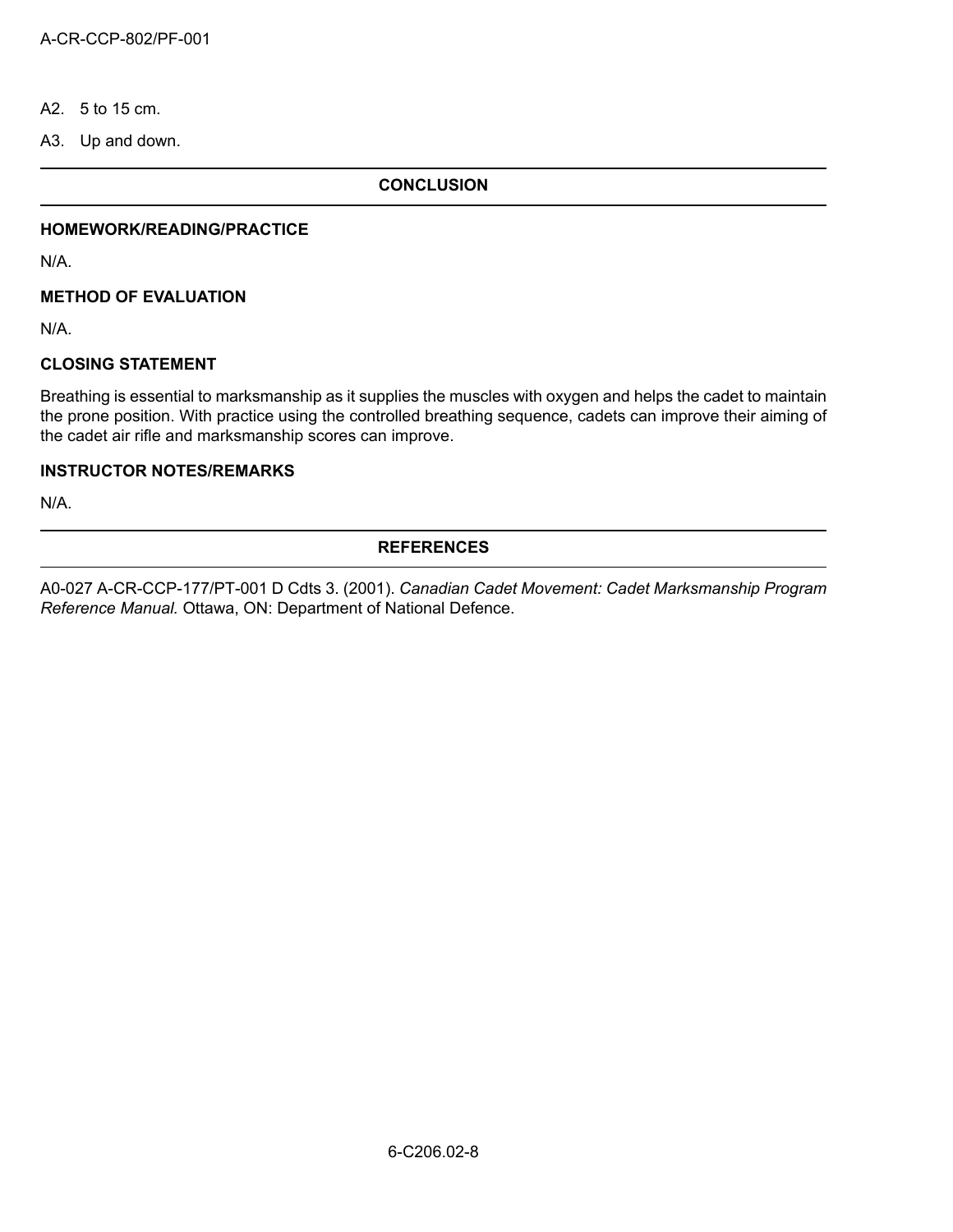A2. 5 to 15 cm.

A3. Up and down.

## CONCLUSION

### HOMEWORK/READING/PRACTICE

N/A.

### METHOD OF EVALUATION

N/A.

### CLOSING STATEMENT

Breathing is essential to marksmanship as it supplies the muscles with oxygen and helps the cadet to maintain the prone position. With practice using the controlled breathing sequence, cadets can improve their aiming of the cadet air rifle and marksmanship scores can improve.

### INSTRUCTOR NOTES/REMARKS

N/A.

## REFERENCES

A0-027 A-CR-CCP-177/PT-001 D Cdts 3. (2001). *Canadian Cadet Movement: Cadet Marksmanship Program Reference Manual.* Ottawa, ON: Department of National Defence.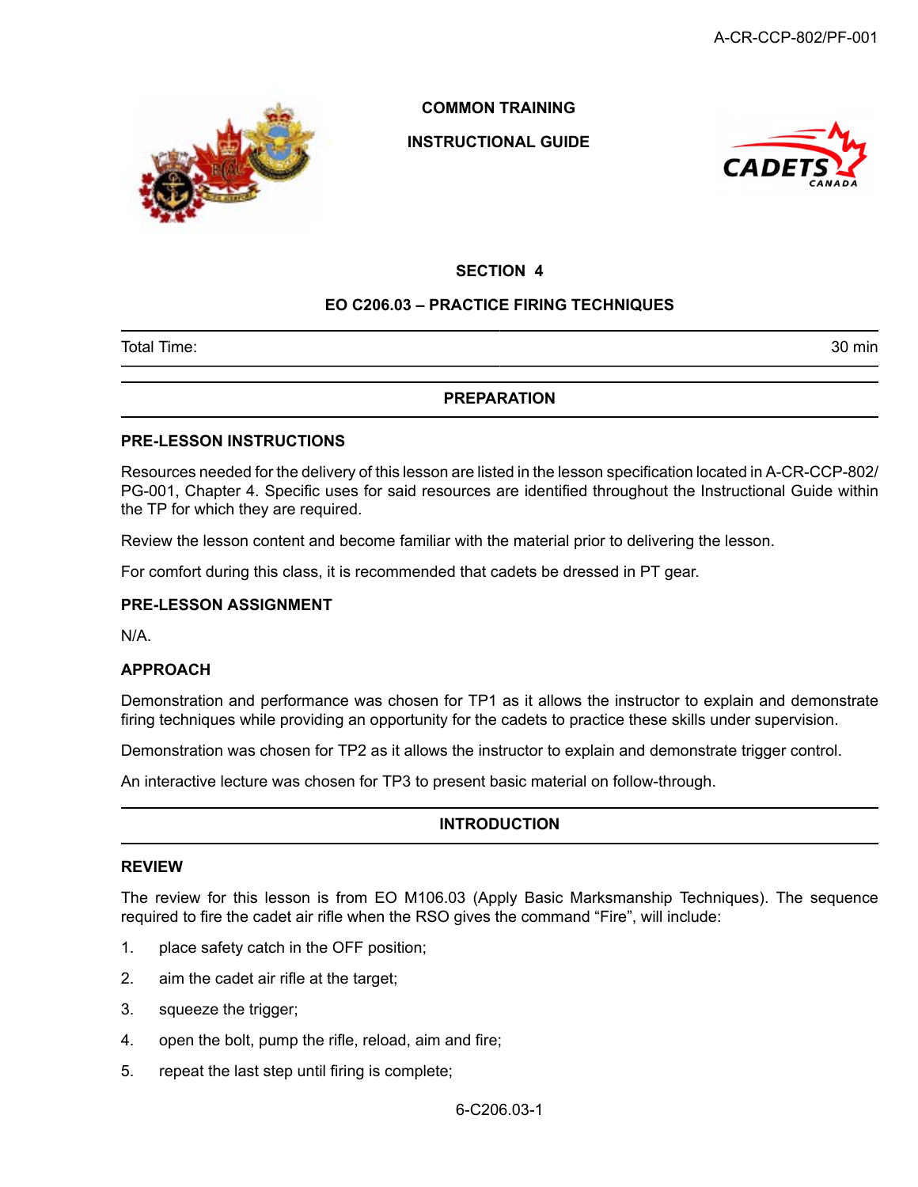COMMON TRAINING

INSTRUCTIONAL GUIDE

# SECTION 4

## EO C206.03 – PRACTICE FIRING TECHNIQUES

| Total Time: | 30 min |
|---|---|

## PREPARATION

### PRE-LESSON INSTRUCTIONS

Resources needed for the delivery of this lesson are listed in the lesson specification located in A-CR-CCP-802/PG-001, Chapter 4. Specific uses for said resources are identified throughout the Instructional Guide within the TP for which they are required.

Review the lesson content and become familiar with the material prior to delivering the lesson.

For comfort during this class, it is recommended that cadets be dressed in PT gear.

### PRE-LESSON ASSIGNMENT

N/A.

### APPROACH

Demonstration and performance was chosen for TP1 as it allows the instructor to explain and demonstrate firing techniques while providing an opportunity for the cadets to practice these skills under supervision.

Demonstration was chosen for TP2 as it allows the instructor to explain and demonstrate trigger control.

An interactive lecture was chosen for TP3 to present basic material on follow-through.

## INTRODUCTION

### REVIEW

The review for this lesson is from EO M106.03 (Apply Basic Marksmanship Techniques). The sequence required to fire the cadet air rifle when the RSO gives the command “Fire”, will include:

1. place safety catch in the OFF position;
2. aim the cadet air rifle at the target;
3. squeeze the trigger;
4. open the bolt, pump the rifle, reload, aim and fire;
5. repeat the last step until firing is complete;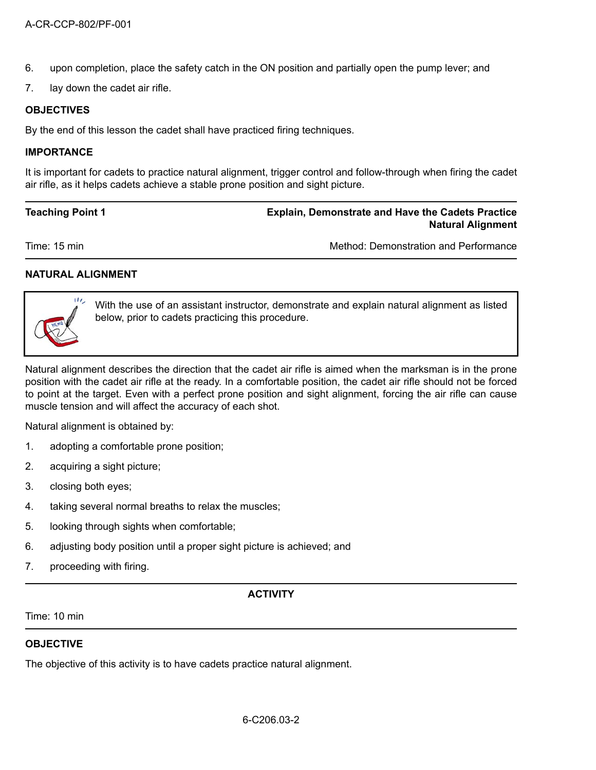6. upon completion, place the safety catch in the ON position and partially open the pump lever; and
7. lay down the cadet air rifle.

**OBJECTIVES**

By the end of this lesson the cadet shall have practiced firing techniques.

**IMPORTANCE**

It is important for cadets to practice natural alignment, trigger control and follow-through when firing the cadet air rifle, as it helps cadets achieve a stable prone position and sight picture.

---

| **Teaching Point 1** | **Explain, Demonstrate and Have the Cadets Practice Natural Alignment** |
|---|---|
| Time: 15 min | Method: Demonstration and Performance |

---

**NATURAL ALIGNMENT**

> With the use of an assistant instructor, demonstrate and explain natural alignment as listed below, prior to cadets practicing this procedure.

Natural alignment describes the direction that the cadet air rifle is aimed when the marksman is in the prone position with the cadet air rifle at the ready. In a comfortable position, the cadet air rifle should not be forced to point at the target. Even with a perfect prone position and sight alignment, forcing the air rifle can cause muscle tension and will affect the accuracy of each shot.

Natural alignment is obtained by:

1. adopting a comfortable prone position;
2. acquiring a sight picture;
3. closing both eyes;
4. taking several normal breaths to relax the muscles;
5. looking through sights when comfortable;
6. adjusting body position until a proper sight picture is achieved; and
7. proceeding with firing.

---

**ACTIVITY**

Time: 10 min

---

**OBJECTIVE**

The objective of this activity is to have cadets practice natural alignment.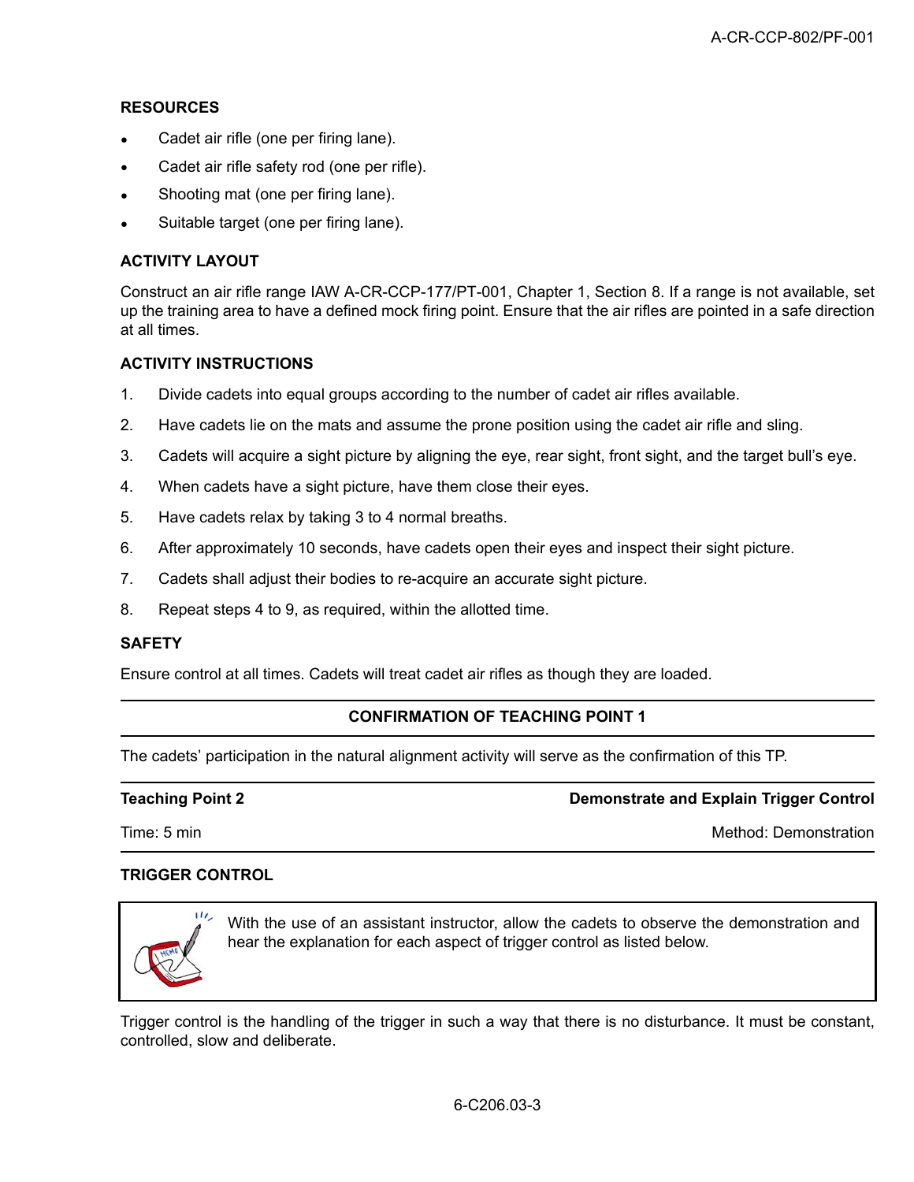**RESOURCES**

- Cadet air rifle (one per firing lane).
- Cadet air rifle safety rod (one per rifle).
- Shooting mat (one per firing lane).
- Suitable target (one per firing lane).

**ACTIVITY LAYOUT**

Construct an air rifle range IAW A-CR-CCP-177/PT-001, Chapter 1, Section 8. If a range is not available, set up the training area to have a defined mock firing point. Ensure that the air rifles are pointed in a safe direction at all times.

**ACTIVITY INSTRUCTIONS**

1. Divide cadets into equal groups according to the number of cadet air rifles available.
2. Have cadets lie on the mats and assume the prone position using the cadet air rifle and sling.
3. Cadets will acquire a sight picture by aligning the eye, rear sight, front sight, and the target bull's eye.
4. When cadets have a sight picture, have them close their eyes.
5. Have cadets relax by taking 3 to 4 normal breaths.
6. After approximately 10 seconds, have cadets open their eyes and inspect their sight picture.
7. Cadets shall adjust their bodies to re-acquire an accurate sight picture.
8. Repeat steps 4 to 9, as required, within the allotted time.

**SAFETY**

Ensure control at all times. Cadets will treat cadet air rifles as though they are loaded.

---

**CONFIRMATION OF TEACHING POINT 1**

The cadets' participation in the natural alignment activity will serve as the confirmation of this TP.

---

**Teaching Point 2** — **Demonstrate and Explain Trigger Control**

Time: 5 min — Method: Demonstration

---

**TRIGGER CONTROL**

> With the use of an assistant instructor, allow the cadets to observe the demonstration and hear the explanation for each aspect of trigger control as listed below.

Trigger control is the handling of the trigger in such a way that there is no disturbance. It must be constant, controlled, slow and deliberate.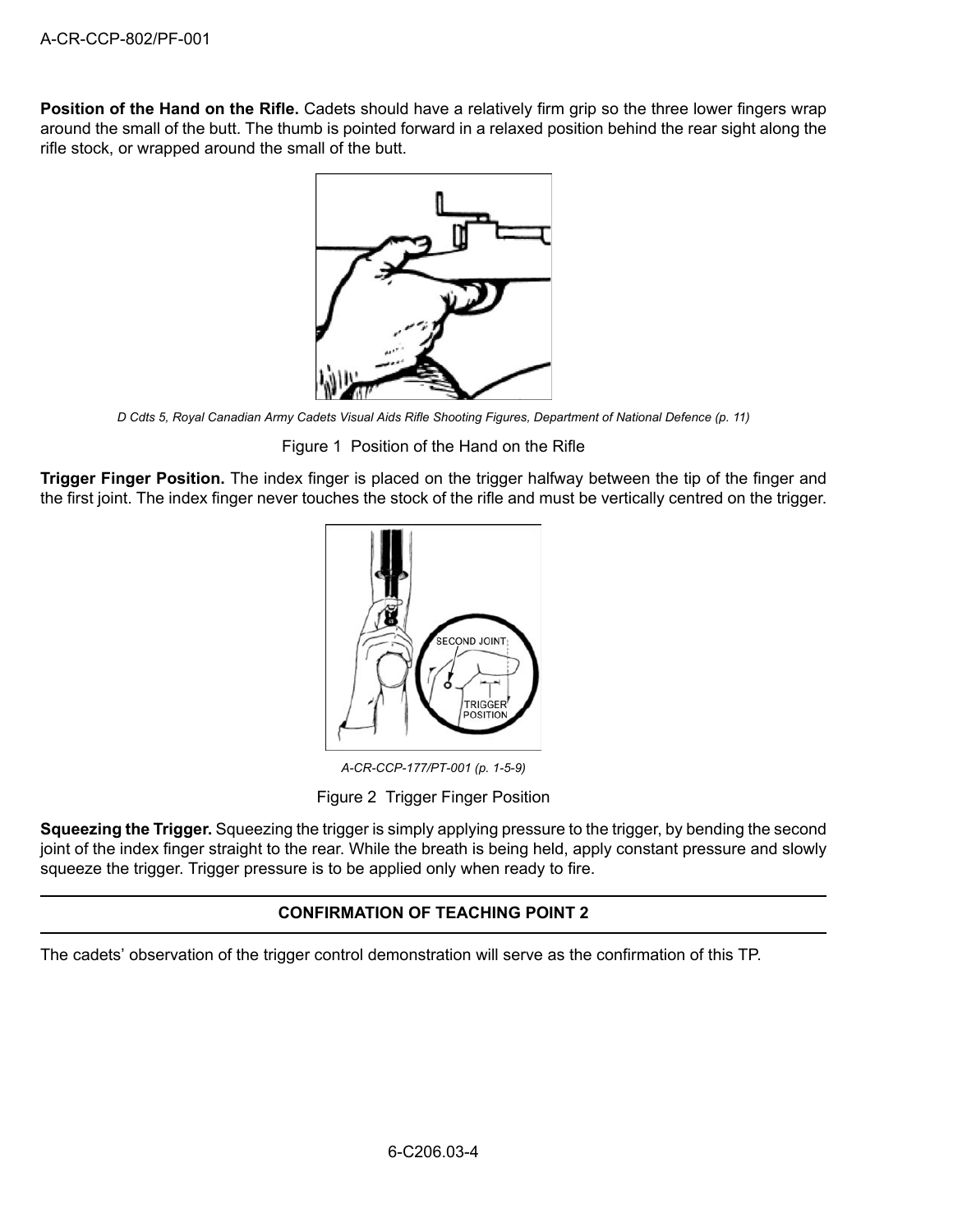**Position of the Hand on the Rifle.** Cadets should have a relatively firm grip so the three lower fingers wrap around the small of the butt. The thumb is pointed forward in a relaxed position behind the rear sight along the rifle stock, or wrapped around the small of the butt.

*D Cdts 5, Royal Canadian Army Cadets Visual Aids Rifle Shooting Figures, Department of National Defence (p. 11)*

Figure 1 Position of the Hand on the Rifle

**Trigger Finger Position.** The index finger is placed on the trigger halfway between the tip of the finger and the first joint. The index finger never touches the stock of the rifle and must be vertically centred on the trigger.

*A-CR-CCP-177/PT-001 (p. 1-5-9)*

Figure 2 Trigger Finger Position

**Squeezing the Trigger.** Squeezing the trigger is simply applying pressure to the trigger, by bending the second joint of the index finger straight to the rear. While the breath is being held, apply constant pressure and slowly squeeze the trigger. Trigger pressure is to be applied only when ready to fire.

---

**CONFIRMATION OF TEACHING POINT 2**

---

The cadets' observation of the trigger control demonstration will serve as the confirmation of this TP.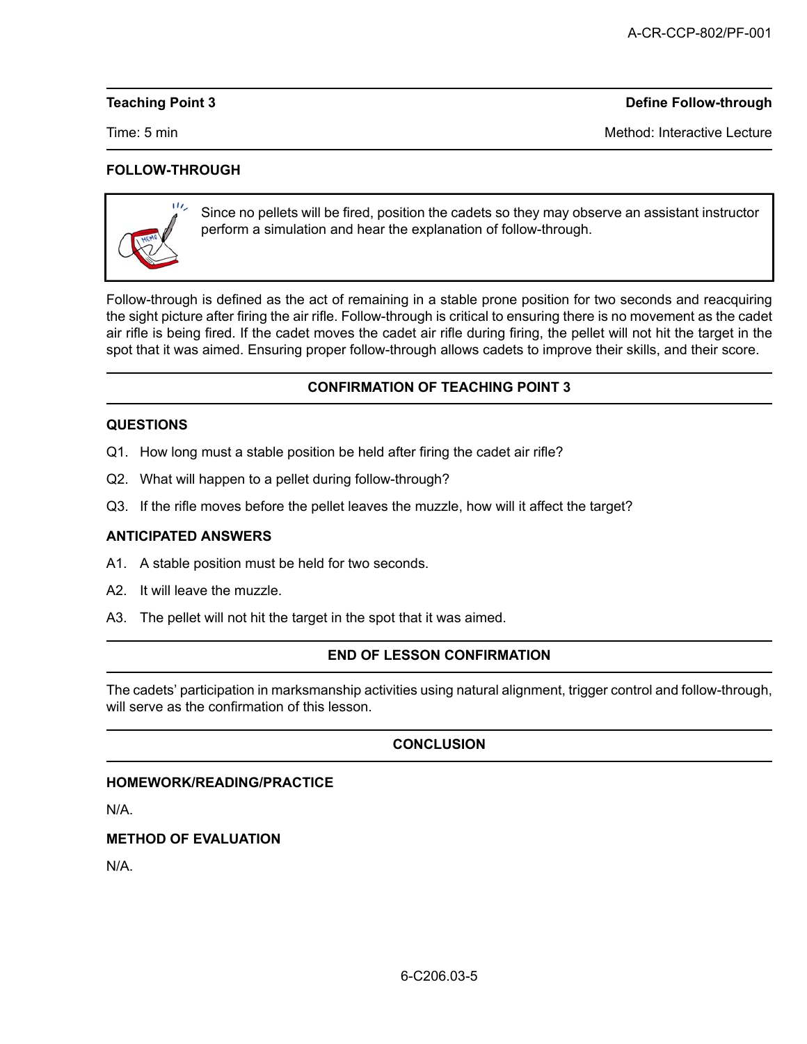**Teaching Point 3** **Define Follow-through**

Time: 5 min Method: Interactive Lecture

**FOLLOW-THROUGH**

> Since no pellets will be fired, position the cadets so they may observe an assistant instructor perform a simulation and hear the explanation of follow-through.

Follow-through is defined as the act of remaining in a stable prone position for two seconds and reacquiring the sight picture after firing the air rifle. Follow-through is critical to ensuring there is no movement as the cadet air rifle is being fired. If the cadet moves the cadet air rifle during firing, the pellet will not hit the target in the spot that it was aimed. Ensuring proper follow-through allows cadets to improve their skills, and their score.

## CONFIRMATION OF TEACHING POINT 3

**QUESTIONS**

Q1. How long must a stable position be held after firing the cadet air rifle?

Q2. What will happen to a pellet during follow-through?

Q3. If the rifle moves before the pellet leaves the muzzle, how will it affect the target?

**ANTICIPATED ANSWERS**

A1. A stable position must be held for two seconds.

A2. It will leave the muzzle.

A3. The pellet will not hit the target in the spot that it was aimed.

## END OF LESSON CONFIRMATION

The cadets' participation in marksmanship activities using natural alignment, trigger control and follow-through, will serve as the confirmation of this lesson.

## CONCLUSION

**HOMEWORK/READING/PRACTICE**

N/A.

**METHOD OF EVALUATION**

N/A.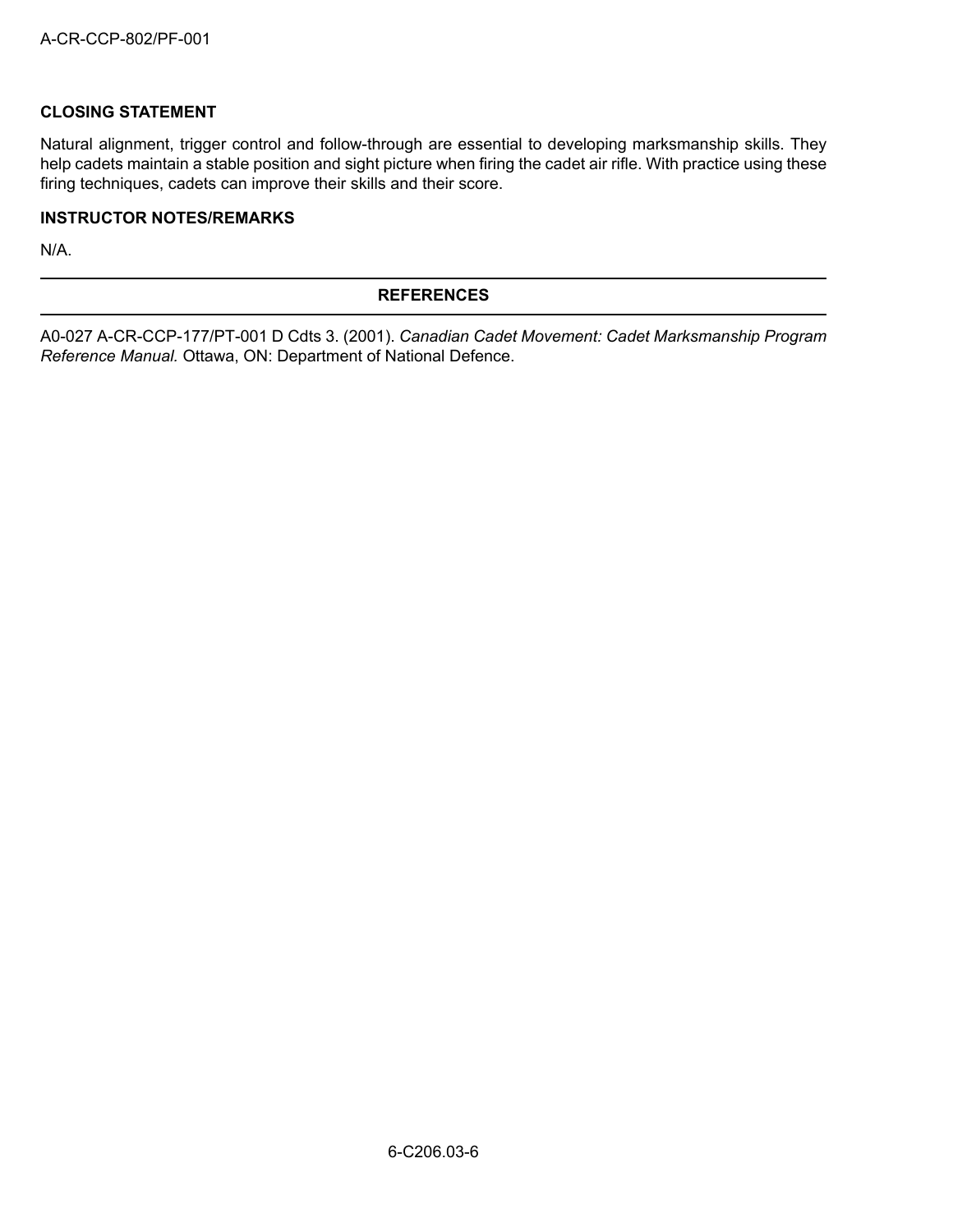**CLOSING STATEMENT**

Natural alignment, trigger control and follow-through are essential to developing marksmanship skills. They help cadets maintain a stable position and sight picture when firing the cadet air rifle. With practice using these firing techniques, cadets can improve their skills and their score.

**INSTRUCTOR NOTES/REMARKS**

N/A.

---

**REFERENCES**

---

A0-027 A-CR-CCP-177/PT-001 D Cdts 3. (2001). *Canadian Cadet Movement: Cadet Marksmanship Program Reference Manual.* Ottawa, ON: Department of National Defence.